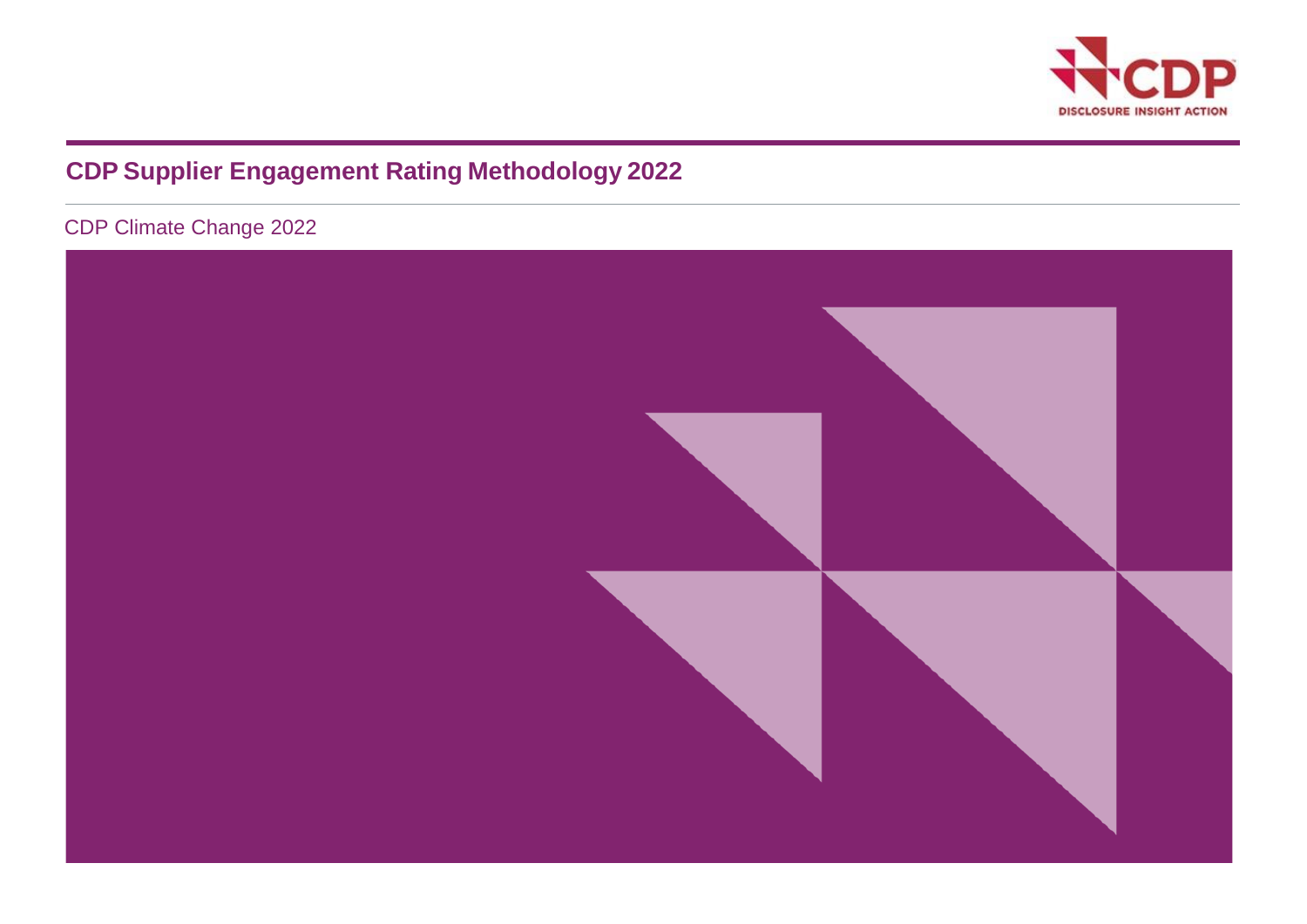# CDP Supplier Engagement Rating Methodology 2022

CDP Climate Change 2022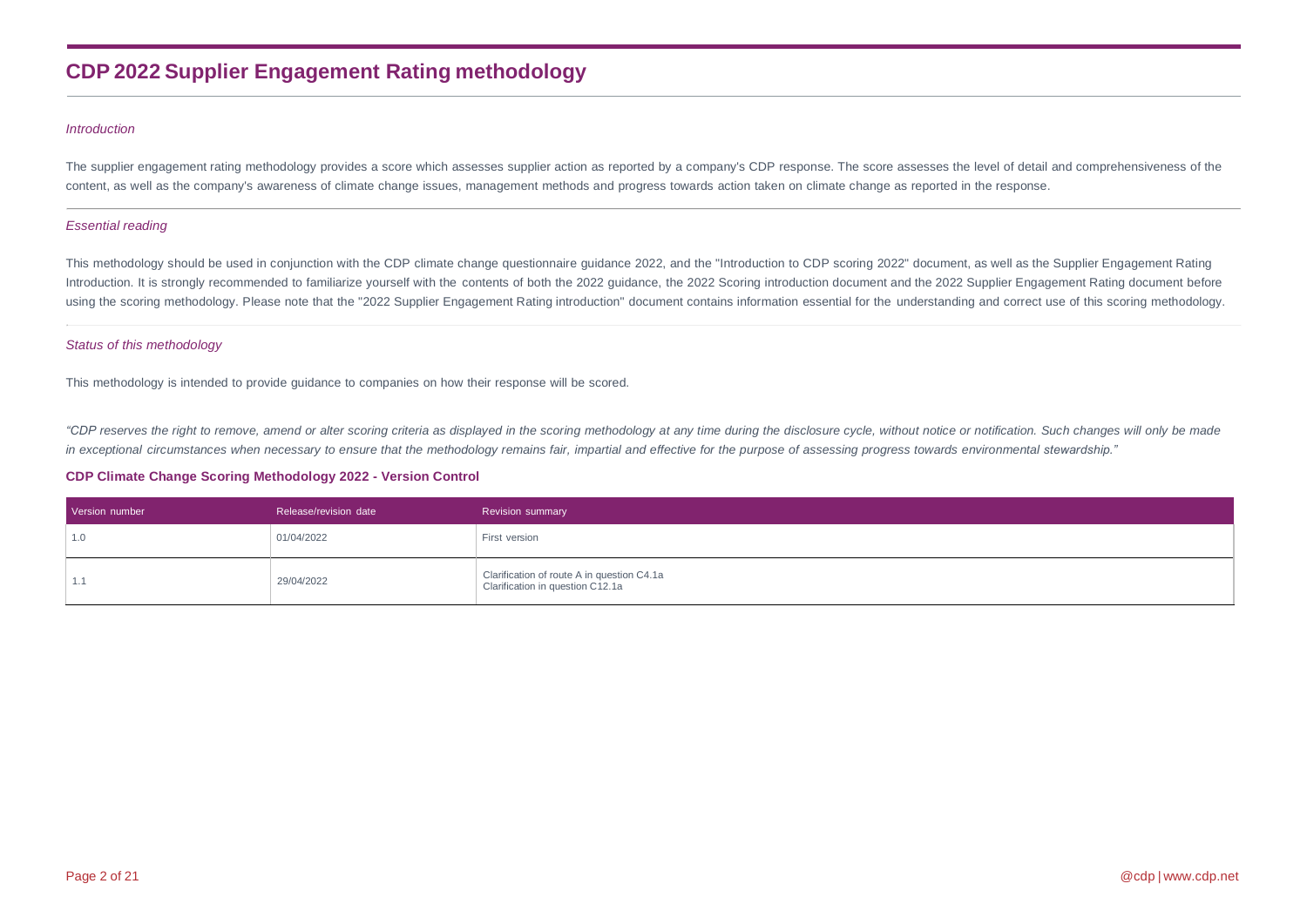# CDP 2022 Supplier Engagement Rating methodology

*Introduction*

The supplier engagement rating methodology provides a score which assesses supplier action as reported by a company's CDP response. The score assesses the level of detail and comprehensiveness of the content, as well as the company's awareness of climate change issues, management methods and progress towards action taken on climate change as reported in the response.

*Essential reading*

This methodology should be used in conjunction with the CDP climate change questionnaire guidance 2022, and the "Introduction to CDP scoring 2022" document, as well as the Supplier Engagement Rating Introduction. It is strongly recommended to familiarize yourself with the contents of both the 2022 guidance, the 2022 Scoring introduction document and the 2022 Supplier Engagement Rating document before using the scoring methodology. Please note that the "2022 Supplier Engagement Rating introduction" document contains information essential for the understanding and correct use of this scoring methodology.

*Status of this methodology*

This methodology is intended to provide guidance to companies on how their response will be scored.

*"CDP reserves the right to remove, amend or alter scoring criteria as displayed in the scoring methodology at any time during the disclosure cycle, without notice or notification. Such changes will only be made in exceptional circumstances when necessary to ensure that the methodology remains fair, impartial and effective for the purpose of assessing progress towards environmental stewardship."*

**CDP Climate Change Scoring Methodology 2022 - Version Control**

| Version number | Release/revision date | Revision summary |
|---|---|---|
| 1.0 | 01/04/2022 | First version |
| 1.1 | 29/04/2022 | Clarification of route A in question C4.1a<br>Clarification in question C12.1a |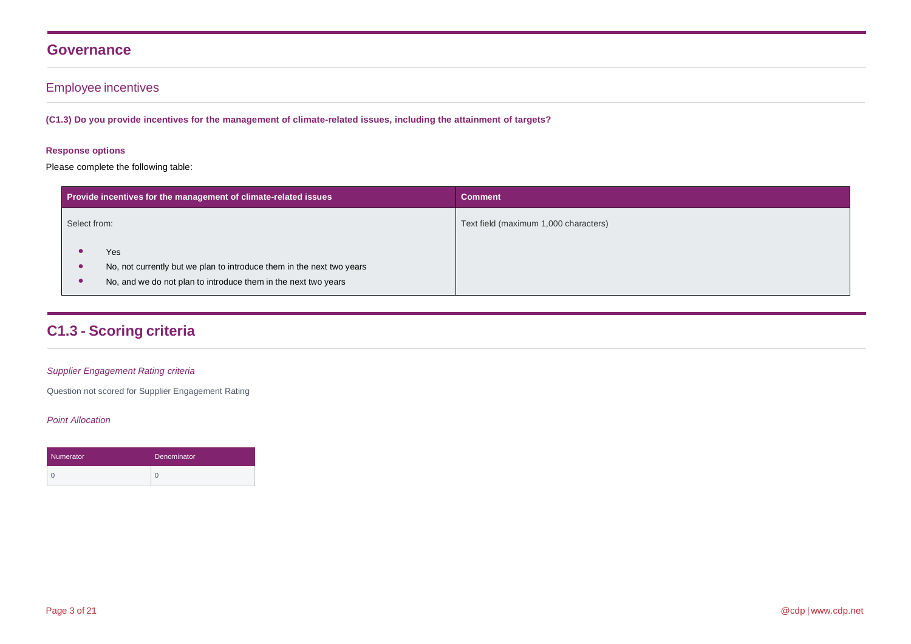# Governance

## Employee incentives

**(C1.3) Do you provide incentives for the management of climate-related issues, including the attainment of targets?**

**Response options**

Please complete the following table:

| Provide incentives for the management of climate-related issues | Comment |
|---|---|
| Select from:<br>• Yes<br>• No, not currently but we plan to introduce them in the next two years<br>• No, and we do not plan to introduce them in the next two years | Text field (maximum 1,000 characters) |

# C1.3 - Scoring criteria

*Supplier Engagement Rating criteria*

Question not scored for Supplier Engagement Rating

*Point Allocation*

| Numerator | Denominator |
|---|---|
| 0 | 0 |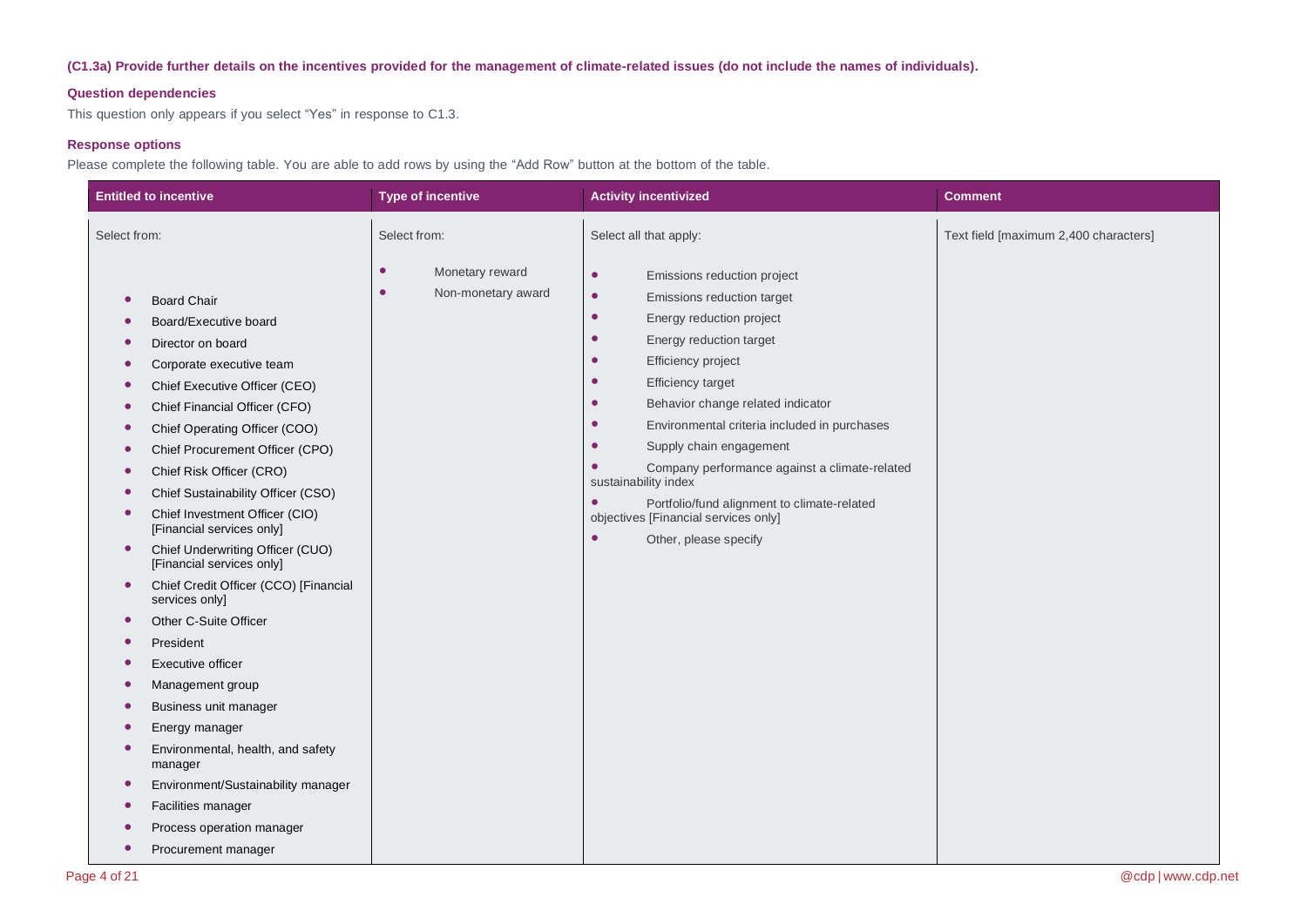**(C1.3a) Provide further details on the incentives provided for the management of climate-related issues (do not include the names of individuals).**

**Question dependencies**

This question only appears if you select "Yes" in response to C1.3.

**Response options**

Please complete the following table. You are able to add rows by using the "Add Row" button at the bottom of the table.

| Entitled to incentive | Type of incentive | Activity incentivized | Comment |
|---|---|---|---|
| Select from:<br><br>• Board Chair<br>• Board/Executive board<br>• Director on board<br>• Corporate executive team<br>• Chief Executive Officer (CEO)<br>• Chief Financial Officer (CFO)<br>• Chief Operating Officer (COO)<br>• Chief Procurement Officer (CPO)<br>• Chief Risk Officer (CRO)<br>• Chief Sustainability Officer (CSO)<br>• Chief Investment Officer (CIO) [Financial services only]<br>• Chief Underwriting Officer (CUO) [Financial services only]<br>• Chief Credit Officer (CCO) [Financial services only]<br>• Other C-Suite Officer<br>• President<br>• Executive officer<br>• Management group<br>• Business unit manager<br>• Energy manager<br>• Environmental, health, and safety manager<br>• Environment/Sustainability manager<br>• Facilities manager<br>• Process operation manager<br>• Procurement manager | Select from:<br><br>• Monetary reward<br>• Non-monetary award | Select all that apply:<br><br>• Emissions reduction project<br>• Emissions reduction target<br>• Energy reduction project<br>• Energy reduction target<br>• Efficiency project<br>• Efficiency target<br>• Behavior change related indicator<br>• Environmental criteria included in purchases<br>• Supply chain engagement<br>• Company performance against a climate-related sustainability index<br>• Portfolio/fund alignment to climate-related objectives [Financial services only]<br>• Other, please specify | Text field [maximum 2,400 characters] |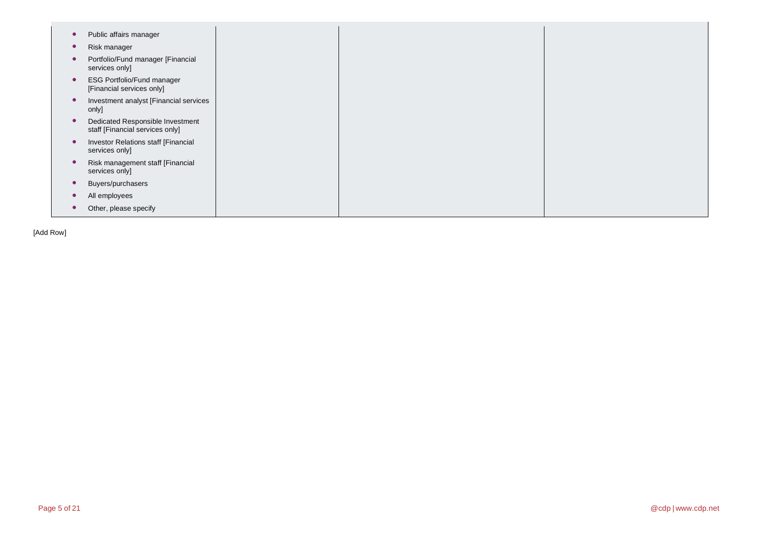| | | | |
|---|---|---|---|
| • Public affairs manager<br>• Risk manager<br>• Portfolio/Fund manager [Financial services only]<br>• ESG Portfolio/Fund manager [Financial services only]<br>• Investment analyst [Financial services only]<br>• Dedicated Responsible Investment staff [Financial services only]<br>• Investor Relations staff [Financial services only]<br>• Risk management staff [Financial services only]<br>• Buyers/purchasers<br>• All employees<br>• Other, please specify | | | |

[Add Row]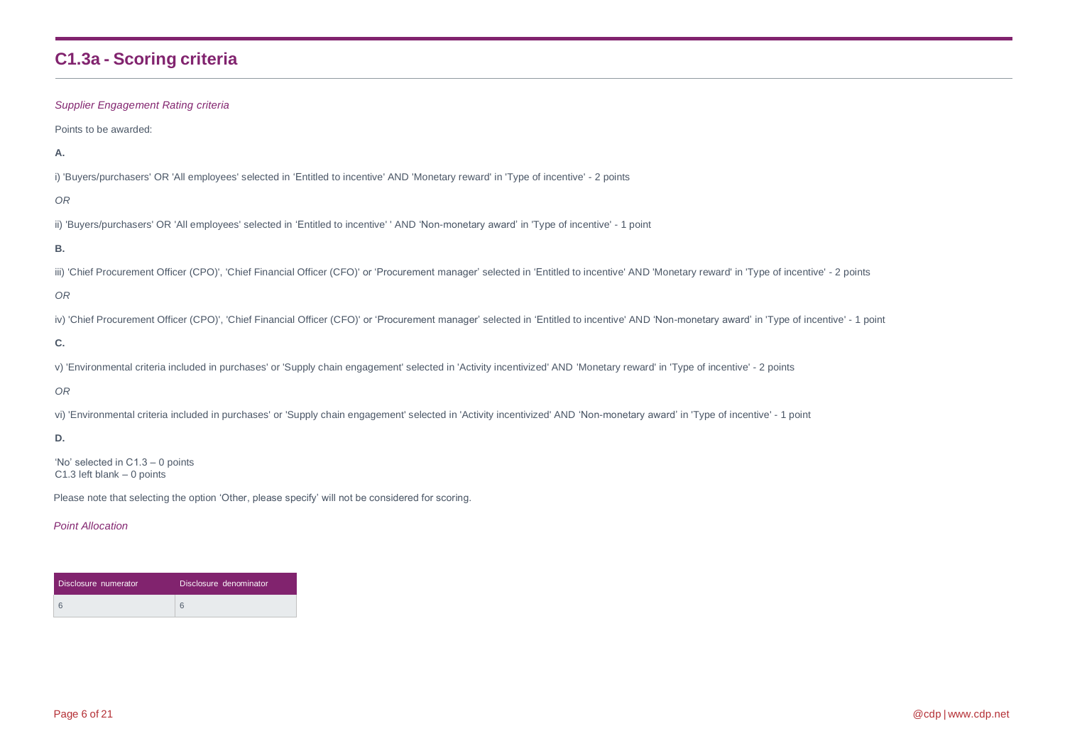## C1.3a - Scoring criteria

*Supplier Engagement Rating criteria*

Points to be awarded:

**A.**

i) 'Buyers/purchasers' OR 'All employees' selected in 'Entitled to incentive' AND 'Monetary reward' in 'Type of incentive' - 2 points

*OR*

ii) 'Buyers/purchasers' OR 'All employees' selected in 'Entitled to incentive' ' AND 'Non-monetary award' in 'Type of incentive' - 1 point

**B.**

iii) 'Chief Procurement Officer (CPO)', 'Chief Financial Officer (CFO)' or 'Procurement manager' selected in 'Entitled to incentive' AND 'Monetary reward' in 'Type of incentive' - 2 points

*OR*

iv) 'Chief Procurement Officer (CPO)', 'Chief Financial Officer (CFO)' or 'Procurement manager' selected in 'Entitled to incentive' AND 'Non-monetary award' in 'Type of incentive' - 1 point

**C.**

v) 'Environmental criteria included in purchases' or 'Supply chain engagement' selected in 'Activity incentivized' AND 'Monetary reward' in 'Type of incentive' - 2 points

*OR*

vi) 'Environmental criteria included in purchases' or 'Supply chain engagement' selected in 'Activity incentivized' AND 'Non-monetary award' in 'Type of incentive' - 1 point

**D.**

'No' selected in C1.3 – 0 points
C1.3 left blank – 0 points

Please note that selecting the option 'Other, please specify' will not be considered for scoring.

*Point Allocation*

| Disclosure numerator | Disclosure denominator |
|---|---|
| 6 | 6 |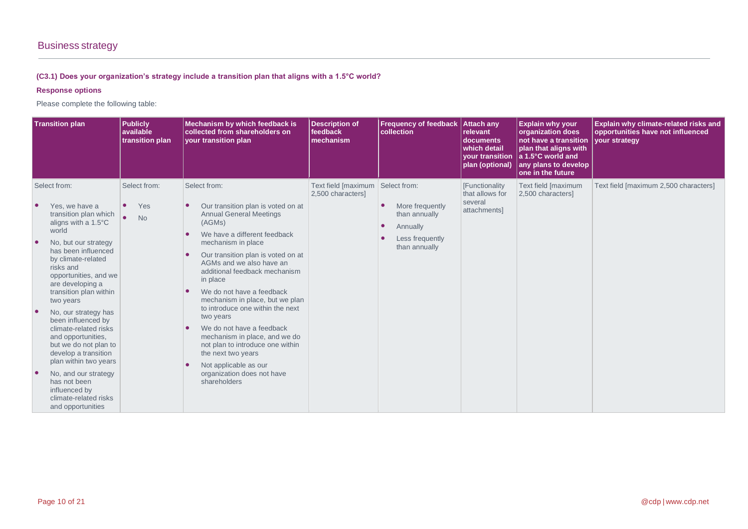## Business strategy

**(C3.1) Does your organization's strategy include a transition plan that aligns with a 1.5°C world?**

**Response options**

Please complete the following table:

| Transition plan | Publicly available transition plan | Mechanism by which feedback is collected from shareholders on your transition plan | Description of feedback mechanism | Frequency of feedback collection | Attach any relevant documents which detail your transition plan (optional) | Explain why your organization does not have a transition plan that aligns with a 1.5°C world and any plans to develop one in the future | Explain why climate-related risks and opportunities have not influenced your strategy |
|---|---|---|---|---|---|---|---|
| Select from:<br>• Yes, we have a transition plan which aligns with a 1.5°C world<br>• No, but our strategy has been influenced by climate-related risks and opportunities, and we are developing a transition plan within two years<br>• No, our strategy has been influenced by climate-related risks and opportunities, but we do not plan to develop a transition plan within two years<br>• No, and our strategy has not been influenced by climate-related risks and opportunities | Select from:<br>• Yes<br>• No | Select from:<br>• Our transition plan is voted on at Annual General Meetings (AGMs)<br>• We have a different feedback mechanism in place<br>• Our transition plan is voted on at AGMs and we also have an additional feedback mechanism in place<br>• We do not have a feedback mechanism in place, but we plan to introduce one within the next two years<br>• We do not have a feedback mechanism in place, and we do not plan to introduce one within the next two years<br>• Not applicable as our organization does not have shareholders | Text field [maximum 2,500 characters] | Select from:<br>• More frequently than annually<br>• Annually<br>• Less frequently than annually | [Functionality that allows for several attachments] | Text field [maximum 2,500 characters] | Text field [maximum 2,500 characters] |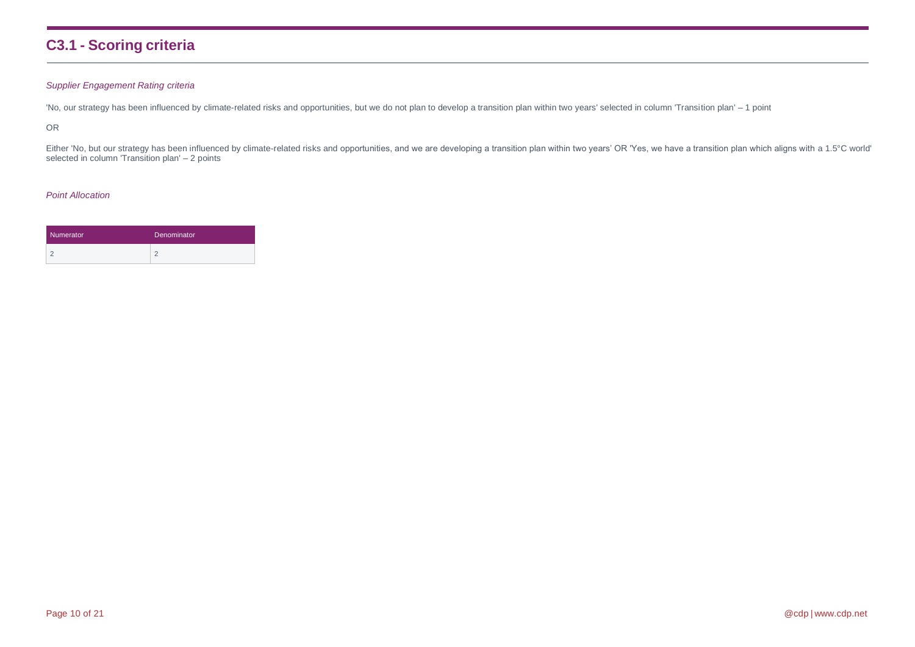# C3.1 - Scoring criteria

*Supplier Engagement Rating criteria*

'No, our strategy has been influenced by climate-related risks and opportunities, but we do not plan to develop a transition plan within two years' selected in column 'Transition plan' – 1 point

OR

Either 'No, but our strategy has been influenced by climate-related risks and opportunities, and we are developing a transition plan within two years' OR 'Yes, we have a transition plan which aligns with a 1.5°C world' selected in column 'Transition plan' – 2 points

*Point Allocation*

| Numerator | Denominator |
| --- | --- |
| 2 | 2 |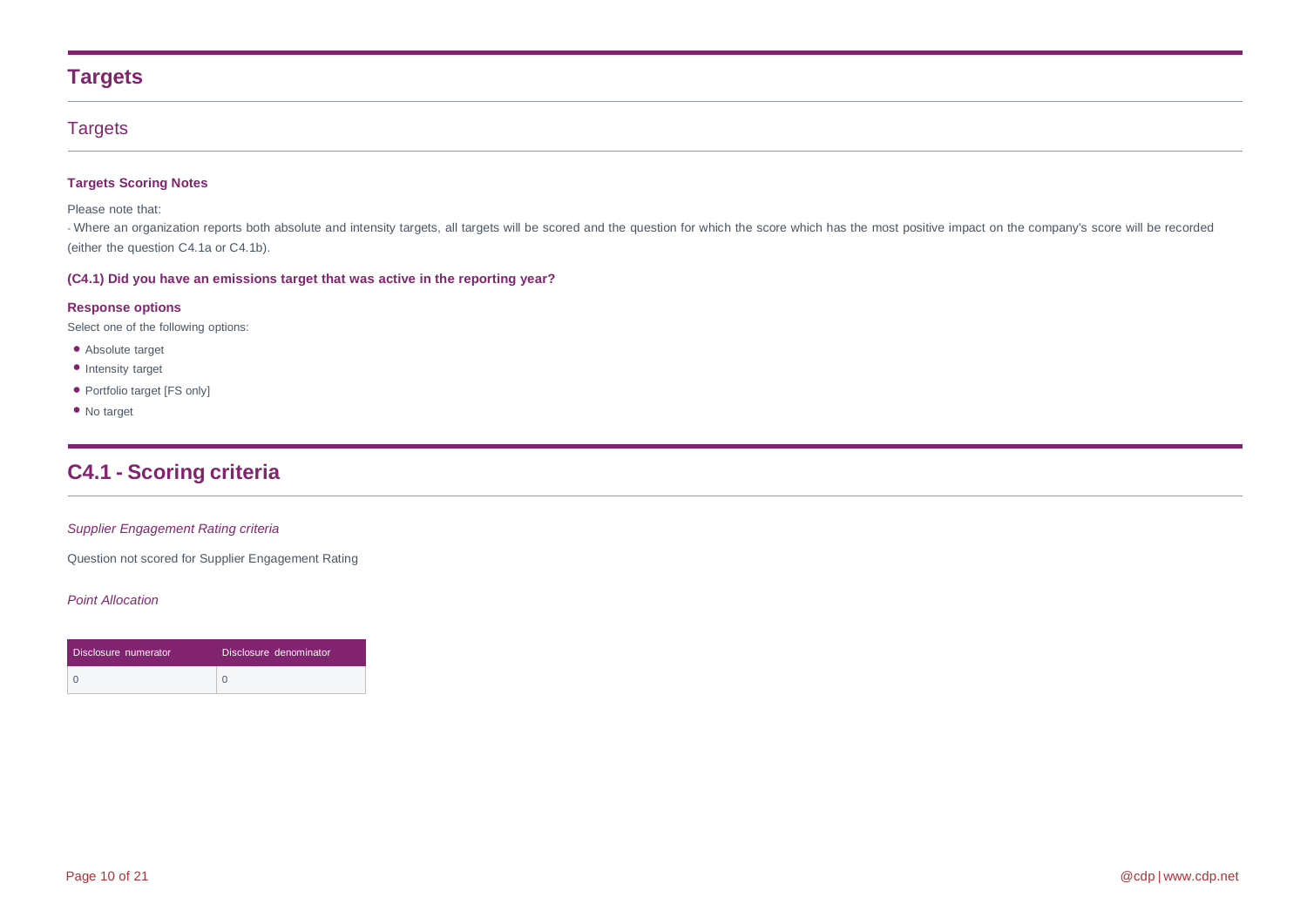# Targets

## Targets

**Targets Scoring Notes**

Please note that:

- Where an organization reports both absolute and intensity targets, all targets will be scored and the question for which the score which has the most positive impact on the company's score will be recorded (either the question C4.1a or C4.1b).

**(C4.1) Did you have an emissions target that was active in the reporting year?**

**Response options**

Select one of the following options:

- Absolute target
- Intensity target
- Portfolio target [FS only]
- No target

# C4.1 - Scoring criteria

*Supplier Engagement Rating criteria*

Question not scored for Supplier Engagement Rating

*Point Allocation*

| Disclosure numerator | Disclosure denominator |
| --- | --- |
| 0 | 0 |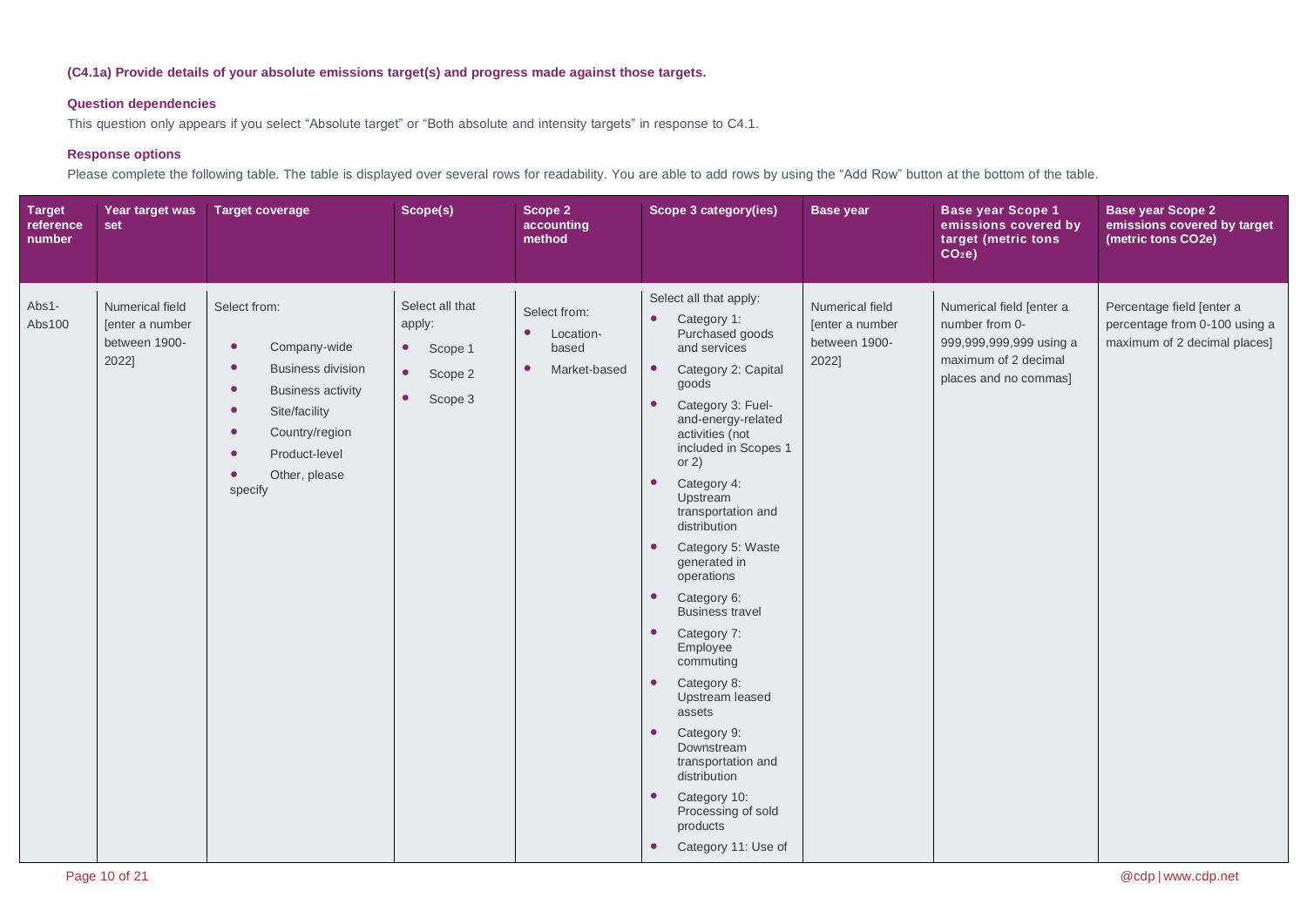**(C4.1a) Provide details of your absolute emissions target(s) and progress made against those targets.**

**Question dependencies**

This question only appears if you select "Absolute target" or "Both absolute and intensity targets" in response to C4.1.

**Response options**

Please complete the following table. The table is displayed over several rows for readability. You are able to add rows by using the "Add Row" button at the bottom of the table.

| Target reference number | Year target was set | Target coverage | Scope(s) | Scope 2 accounting method | Scope 3 category(ies) | Base year | Base year Scope 1 emissions covered by target (metric tons $CO_2e$) | Base year Scope 2 emissions covered by target (metric tons CO2e) |
|---|---|---|---|---|---|---|---|---|
| Abs1-Abs100 | Numerical field [enter a number between 1900-2022] | Select from:<br>• Company-wide<br>• Business division<br>• Business activity<br>• Site/facility<br>• Country/region<br>• Product-level<br>• Other, please specify | Select all that apply:<br>• Scope 1<br>• Scope 2<br>• Scope 3 | Select from:<br>• Location-based<br>• Market-based | Select all that apply:<br>• Category 1: Purchased goods and services<br>• Category 2: Capital goods<br>• Category 3: Fuel-and-energy-related activities (not included in Scopes 1 or 2)<br>• Category 4: Upstream transportation and distribution<br>• Category 5: Waste generated in operations<br>• Category 6: Business travel<br>• Category 7: Employee commuting<br>• Category 8: Upstream leased assets<br>• Category 9: Downstream transportation and distribution<br>• Category 10: Processing of sold products<br>• Category 11: Use of | Numerical field [enter a number between 1900-2022] | Numerical field [enter a number from 0-999,999,999,999 using a maximum of 2 decimal places and no commas] | Percentage field [enter a percentage from 0-100 using a maximum of 2 decimal places] |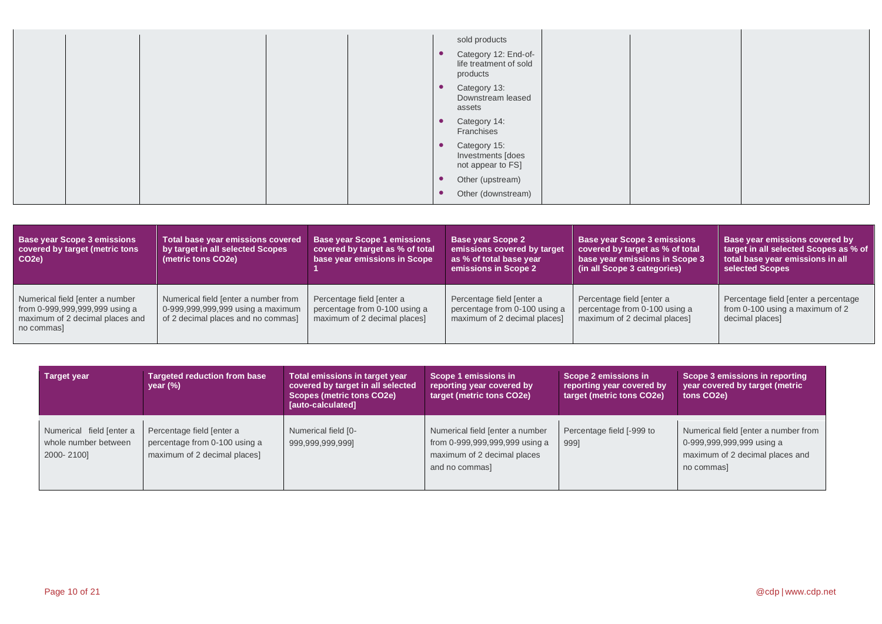| | | | | | | | | |
|---|---|---|---|---|---|---|---|---|
| | | | | | • sold products<br>• Category 12: End-of-life treatment of sold products<br>• Category 13: Downstream leased assets<br>• Category 14: Franchises<br>• Category 15: Investments [does not appear to FS]<br>• Other (upstream)<br>• Other (downstream) | | | |

| Base year Scope 3 emissions covered by target (metric tons CO2e) | Total base year emissions covered by target in all selected Scopes (metric tons CO2e) | Base year Scope 1 emissions covered by target as % of total base year emissions in Scope 1 | Base year Scope 2 emissions covered by target as % of total base year emissions in Scope 2 | Base year Scope 3 emissions covered by target as % of total base year emissions in Scope 3 (in all Scope 3 categories) | Base year emissions covered by target in all selected Scopes as % of total base year emissions in all selected Scopes |
|---|---|---|---|---|---|
| Numerical field [enter a number from 0-999,999,999,999 using a maximum of 2 decimal places and no commas] | Numerical field [enter a number from 0-999,999,999,999 using a maximum of 2 decimal places and no commas] | Percentage field [enter a percentage from 0-100 using a maximum of 2 decimal places] | Percentage field [enter a percentage from 0-100 using a maximum of 2 decimal places] | Percentage field [enter a percentage from 0-100 using a maximum of 2 decimal places] | Percentage field [enter a percentage from 0-100 using a maximum of 2 decimal places] |

| Target year | Targeted reduction from base year (%) | Total emissions in target year covered by target in all selected Scopes (metric tons CO2e) [auto-calculated] | Scope 1 emissions in reporting year covered by target (metric tons CO2e) | Scope 2 emissions in reporting year covered by target (metric tons CO2e) | Scope 3 emissions in reporting year covered by target (metric tons CO2e) |
|---|---|---|---|---|---|
| Numerical field [enter a whole number between 2000- 2100] | Percentage field [enter a percentage from 0-100 using a maximum of 2 decimal places] | Numerical field [0-999,999,999,999] | Numerical field [enter a number from 0-999,999,999,999 using a maximum of 2 decimal places and no commas] | Percentage field [-999 to 999] | Numerical field [enter a number from 0-999,999,999,999 using a maximum of 2 decimal places and no commas] |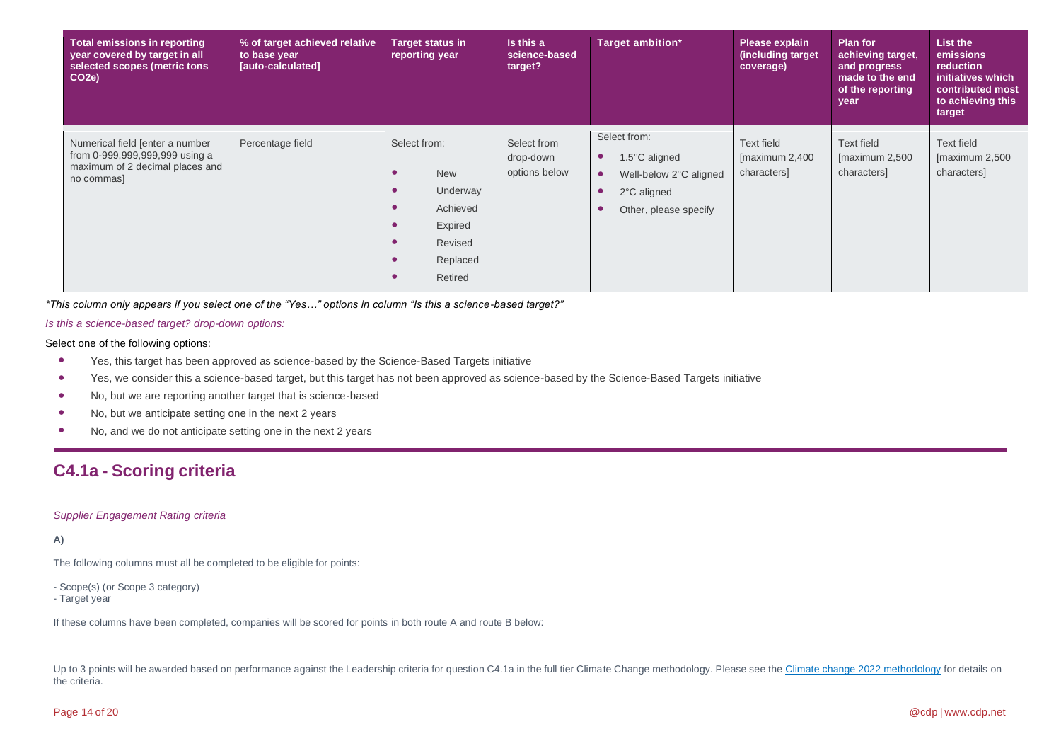| Total emissions in reporting year covered by target in all selected scopes (metric tons CO2e) | % of target achieved relative to base year [auto-calculated] | Target status in reporting year | Is this a science-based target? | Target ambition* | Please explain (including target coverage) | Plan for achieving target, and progress made to the end of the reporting year | List the emissions reduction initiatives which contributed most to achieving this target |
|---|---|---|---|---|---|---|---|
| Numerical field [enter a number from 0-999,999,999,999 using a maximum of 2 decimal places and no commas] | Percentage field | Select from:<br>• New<br>• Underway<br>• Achieved<br>• Expired<br>• Revised<br>• Replaced<br>• Retired | Select from drop-down options below | Select from:<br>• 1.5°C aligned<br>• Well-below 2°C aligned<br>• 2°C aligned<br>• Other, please specify | Text field [maximum 2,400 characters] | Text field [maximum 2,500 characters] | Text field [maximum 2,500 characters] |

*\*This column only appears if you select one of the "Yes…" options in column "Is this a science-based target?"*

*Is this a science-based target? drop-down options:*

Select one of the following options:

- Yes, this target has been approved as science-based by the Science-Based Targets initiative
- Yes, we consider this a science-based target, but this target has not been approved as science-based by the Science-Based Targets initiative
- No, but we are reporting another target that is science-based
- No, but we anticipate setting one in the next 2 years
- No, and we do not anticipate setting one in the next 2 years

## C4.1a - Scoring criteria

*Supplier Engagement Rating criteria*

**A)**

The following columns must all be completed to be eligible for points:

- Scope(s) (or Scope 3 category)
- Target year

If these columns have been completed, companies will be scored for points in both route A and route B below:

Up to 3 points will be awarded based on performance against the Leadership criteria for question C4.1a in the full tier Climate Change methodology. Please see the Climate change 2022 methodology for details on the criteria.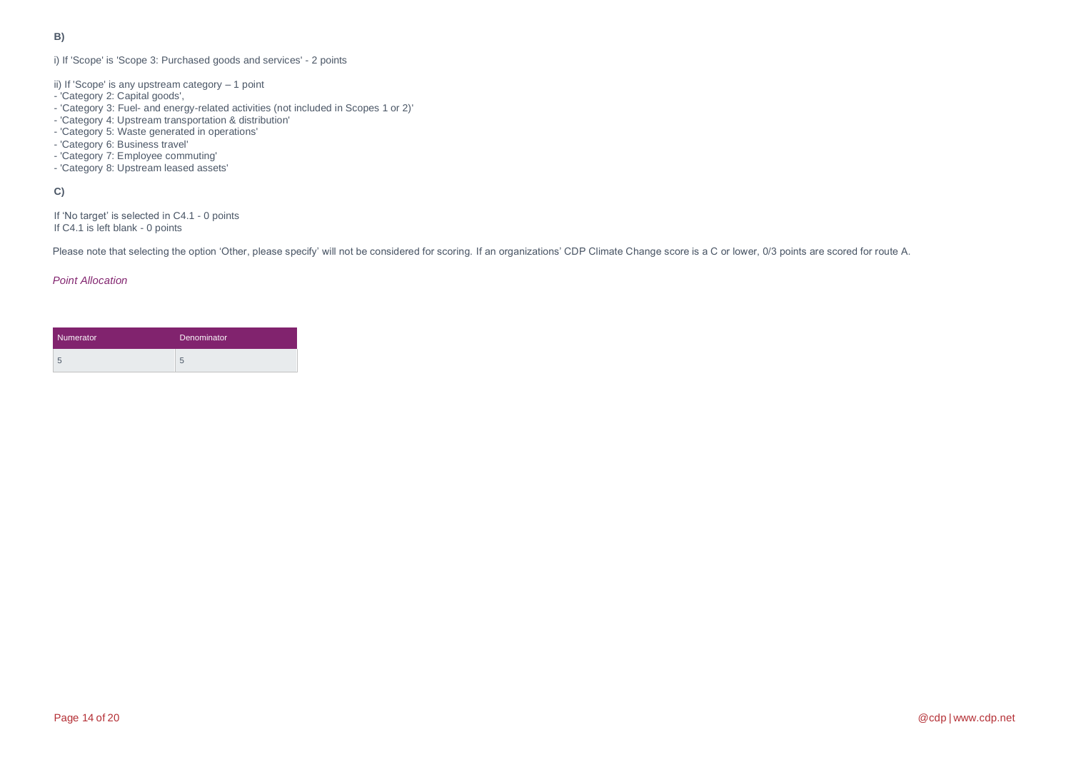**B)**

i) If 'Scope' is 'Scope 3: Purchased goods and services' - 2 points

ii) If 'Scope' is any upstream category – 1 point
- 'Category 2: Capital goods',
- 'Category 3: Fuel- and energy-related activities (not included in Scopes 1 or 2)'
- 'Category 4: Upstream transportation & distribution'
- 'Category 5: Waste generated in operations'
- 'Category 6: Business travel'
- 'Category 7: Employee commuting'
- 'Category 8: Upstream leased assets'

**C)**

If 'No target' is selected in C4.1 - 0 points
If C4.1 is left blank - 0 points

Please note that selecting the option 'Other, please specify' will not be considered for scoring. If an organizations' CDP Climate Change score is a C or lower, 0/3 points are scored for route A.

*Point Allocation*

| Numerator | Denominator |
| --- | --- |
| 5 | 5 |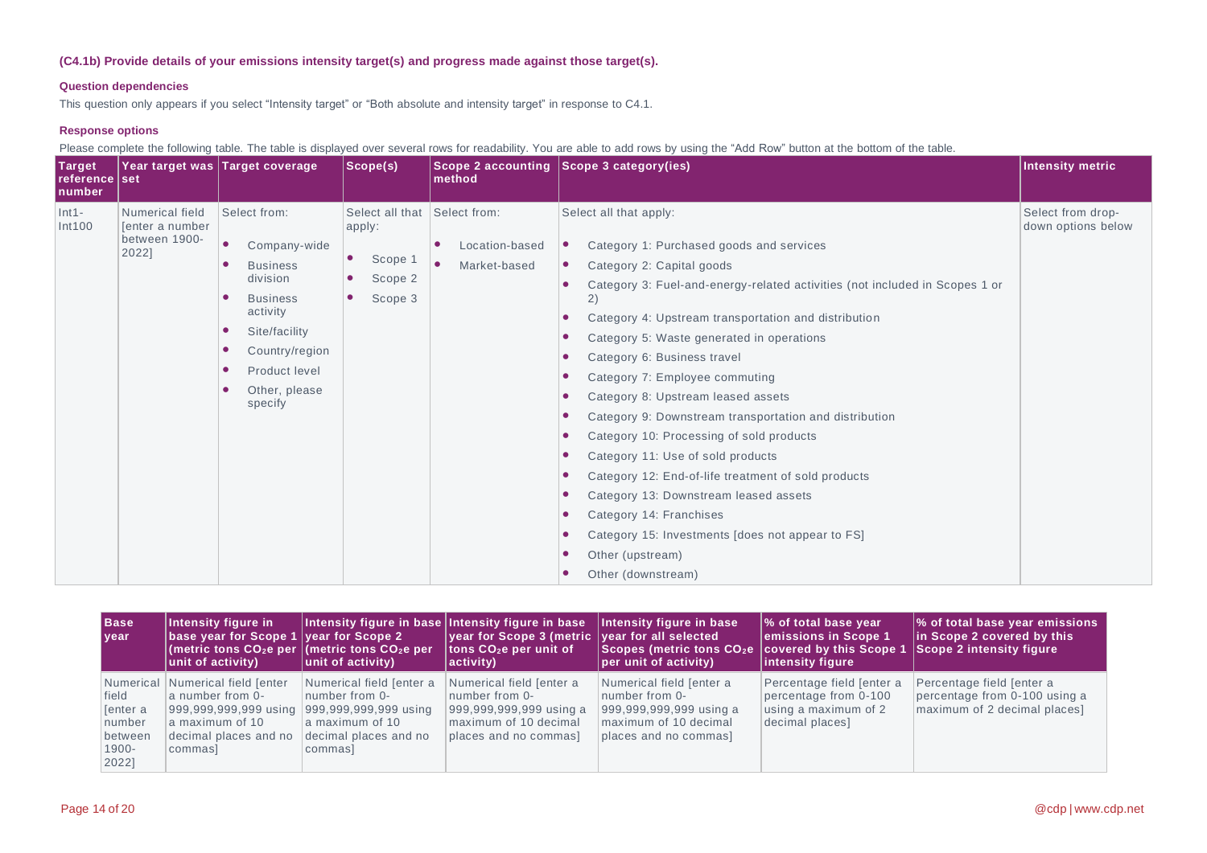**(C4.1b) Provide details of your emissions intensity target(s) and progress made against those target(s).**

**Question dependencies**

This question only appears if you select “Intensity target” or “Both absolute and intensity target” in response to C4.1.

**Response options**

Please complete the following table. The table is displayed over several rows for readability. You are able to add rows by using the “Add Row” button at the bottom of the table.

| Target reference number | Year target was set | Target coverage | Scope(s) | Scope 2 accounting method | Scope 3 category(ies) | Intensity metric |
|---|---|---|---|---|---|---|
| Int1-Int100 | Numerical field [enter a number between 1900-2022] | Select from:<br>• Company-wide<br>• Business division<br>• Business activity<br>• Site/facility<br>• Country/region<br>• Product level<br>• Other, please specify | Select all that apply:<br>• Scope 1<br>• Scope 2<br>• Scope 3 | Select from:<br>• Location-based<br>• Market-based | Select all that apply:<br>• Category 1: Purchased goods and services<br>• Category 2: Capital goods<br>• Category 3: Fuel-and-energy-related activities (not included in Scopes 1 or 2)<br>• Category 4: Upstream transportation and distribution<br>• Category 5: Waste generated in operations<br>• Category 6: Business travel<br>• Category 7: Employee commuting<br>• Category 8: Upstream leased assets<br>• Category 9: Downstream transportation and distribution<br>• Category 10: Processing of sold products<br>• Category 11: Use of sold products<br>• Category 12: End-of-life treatment of sold products<br>• Category 13: Downstream leased assets<br>• Category 14: Franchises<br>• Category 15: Investments [does not appear to FS]<br>• Other (upstream)<br>• Other (downstream) | Select from drop-down options below |

| Base year | Intensity figure in base year for Scope 1 (metric tons $CO_2e$ per unit of activity) | Intensity figure in base year for Scope 2 (metric tons $CO_2e$ per unit of activity) | Intensity figure in base year for Scope 3 (metric tons $CO_2e$ per unit of activity) | Intensity figure in base year for all selected Scopes (metric tons $CO_2e$ per unit of activity) | % of total base year emissions in Scope 1 covered by this Scope 1 intensity figure | % of total base year emissions in Scope 2 covered by this Scope 2 intensity figure |
|---|---|---|---|---|---|---|
| Numerical field [enter a number between 1900-2022] | Numerical field [enter a number from 0-999,999,999,999 using a maximum of 10 decimal places and no commas] | Numerical field [enter a number from 0-999,999,999,999 using a maximum of 10 decimal places and no commas] | Numerical field [enter a number from 0-999,999,999,999 using a maximum of 10 decimal places and no commas] | Numerical field [enter a number from 0-999,999,999,999 using a maximum of 10 decimal places and no commas] | Percentage field [enter a percentage from 0-100 using a maximum of 2 decimal places] | Percentage field [enter a percentage from 0-100 using a maximum of 2 decimal places] |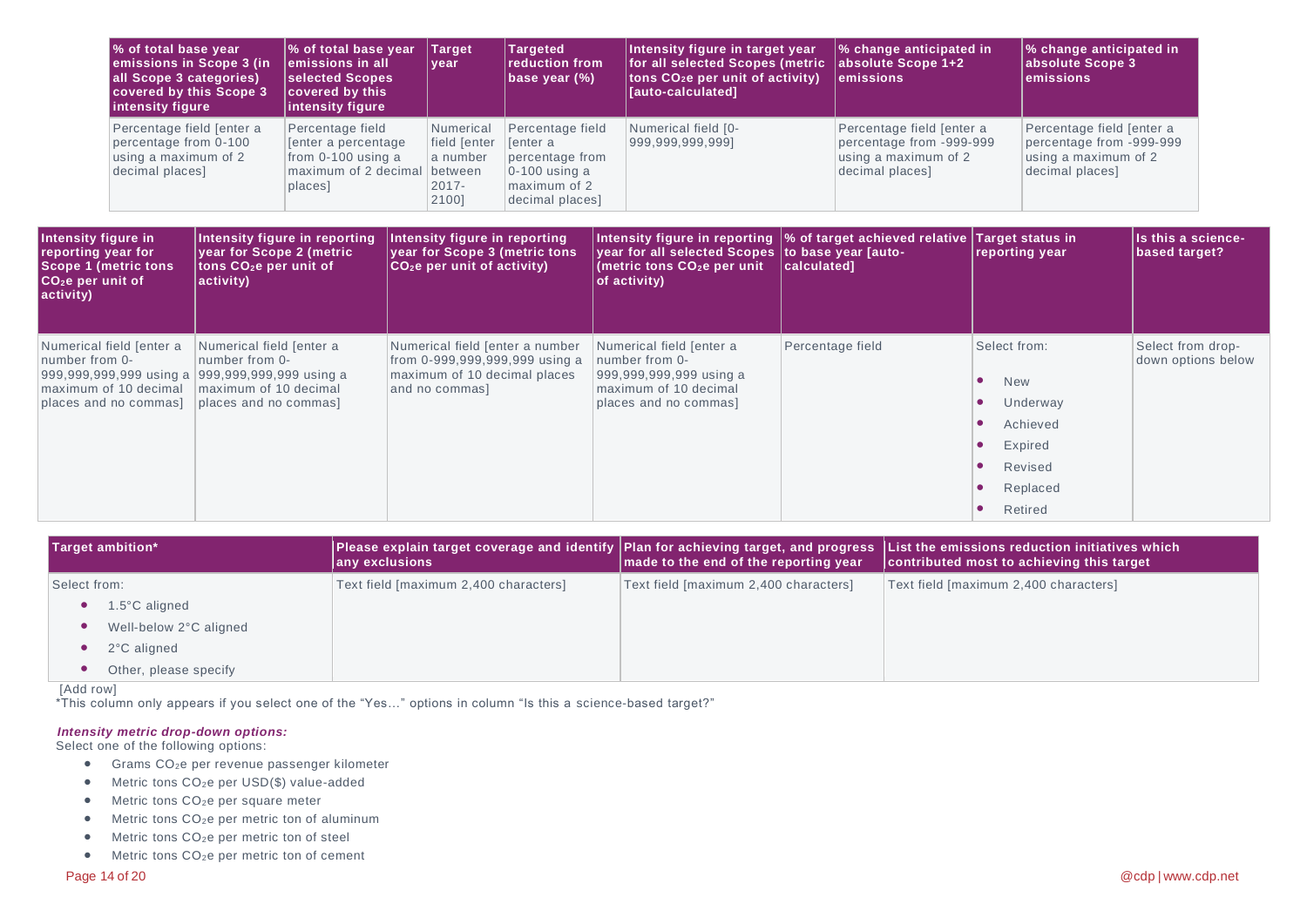| % of total base year emissions in Scope 3 (in all Scope 3 categories) covered by this Scope 3 intensity figure | % of total base year emissions in all selected Scopes covered by this intensity figure | Target year | Targeted reduction from base year (%) | Intensity figure in target year for all selected Scopes (metric tons $CO_2e$ per unit of activity) [auto-calculated] | % change anticipated in absolute Scope 1+2 emissions | % change anticipated in absolute Scope 3 emissions |
|---|---|---|---|---|---|---|
| Percentage field [enter a percentage from 0-100 using a maximum of 2 decimal places] | Percentage field [enter a percentage from 0-100 using a maximum of 2 decimal places] | Numerical field [enter a number between 2017-2100] | Percentage field [enter a percentage from 0-100 using a maximum of 2 decimal places] | Numerical field [0-999,999,999,999] | Percentage field [enter a percentage from -999-999 using a maximum of 2 decimal places] | Percentage field [enter a percentage from -999-999 using a maximum of 2 decimal places] |

| Intensity figure in reporting year for Scope 1 (metric tons $CO_2e$ per unit of activity) | Intensity figure in reporting year for Scope 2 (metric tons $CO_2e$ per unit of activity) | Intensity figure in reporting year for Scope 3 (metric tons $CO_2e$ per unit of activity) | Intensity figure in reporting year for all selected Scopes (metric tons $CO_2e$ per unit of activity) | % of target achieved relative to base year [auto-calculated] | Target status in reporting year | Is this a science-based target? |
|---|---|---|---|---|---|---|
| Numerical field [enter a number from 0-999,999,999,999 using a maximum of 10 decimal places and no commas] | Numerical field [enter a number from 0-999,999,999,999 using a maximum of 10 decimal places and no commas] | Numerical field [enter a number from 0-999,999,999,999 using a maximum of 10 decimal places and no commas] | Numerical field [enter a number from 0-999,999,999,999 using a maximum of 10 decimal places and no commas] | Percentage field | Select from:<br>• New<br>• Underway<br>• Achieved<br>• Expired<br>• Revised<br>• Replaced<br>• Retired | Select from drop-down options below |

| Target ambition* | Please explain target coverage and identify any exclusions | Plan for achieving target, and progress made to the end of the reporting year | List the emissions reduction initiatives which contributed most to achieving this target |
|---|---|---|---|
| Select from:<br>• 1.5°C aligned<br>• Well-below 2°C aligned<br>• 2°C aligned<br>• Other, please specify | Text field [maximum 2,400 characters] | Text field [maximum 2,400 characters] | Text field [maximum 2,400 characters] |

[Add row]

*This column only appears if you select one of the "Yes…" options in column "Is this a science-based target?"

***Intensity metric drop-down options:***

Select one of the following options:

- Grams $CO_2e$ per revenue passenger kilometer
- Metric tons $CO_2e$ per USD($) value-added
- Metric tons $CO_2e$ per square meter
- Metric tons $CO_2e$ per metric ton of aluminum
- Metric tons $CO_2e$ per metric ton of steel
- Metric tons $CO_2e$ per metric ton of cement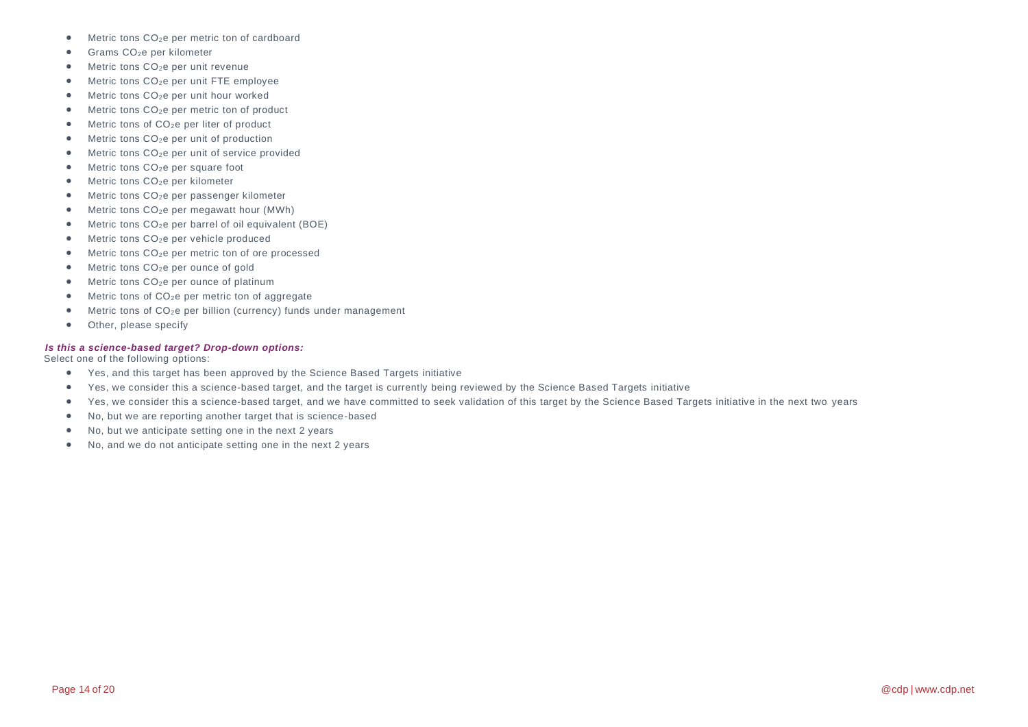- Metric tons $CO_2e$ per metric ton of cardboard
- Grams $CO_2e$ per kilometer
- Metric tons $CO_2e$ per unit revenue
- Metric tons $CO_2e$ per unit FTE employee
- Metric tons $CO_2e$ per unit hour worked
- Metric tons $CO_2e$ per metric ton of product
- Metric tons of $CO_2e$ per liter of product
- Metric tons $CO_2e$ per unit of production
- Metric tons $CO_2e$ per unit of service provided
- Metric tons $CO_2e$ per square foot
- Metric tons $CO_2e$ per kilometer
- Metric tons $CO_2e$ per passenger kilometer
- Metric tons $CO_2e$ per megawatt hour (MWh)
- Metric tons $CO_2e$ per barrel of oil equivalent (BOE)
- Metric tons $CO_2e$ per vehicle produced
- Metric tons $CO_2e$ per metric ton of ore processed
- Metric tons $CO_2e$ per ounce of gold
- Metric tons $CO_2e$ per ounce of platinum
- Metric tons of $CO_2e$ per metric ton of aggregate
- Metric tons of $CO_2e$ per billion (currency) funds under management
- Other, please specify

***Is this a science-based target? Drop-down options:***

Select one of the following options:

- Yes, and this target has been approved by the Science Based Targets initiative
- Yes, we consider this a science-based target, and the target is currently being reviewed by the Science Based Targets initiative
- Yes, we consider this a science-based target, and we have committed to seek validation of this target by the Science Based Targets initiative in the next two years
- No, but we are reporting another target that is science-based
- No, but we anticipate setting one in the next 2 years
- No, and we do not anticipate setting one in the next 2 years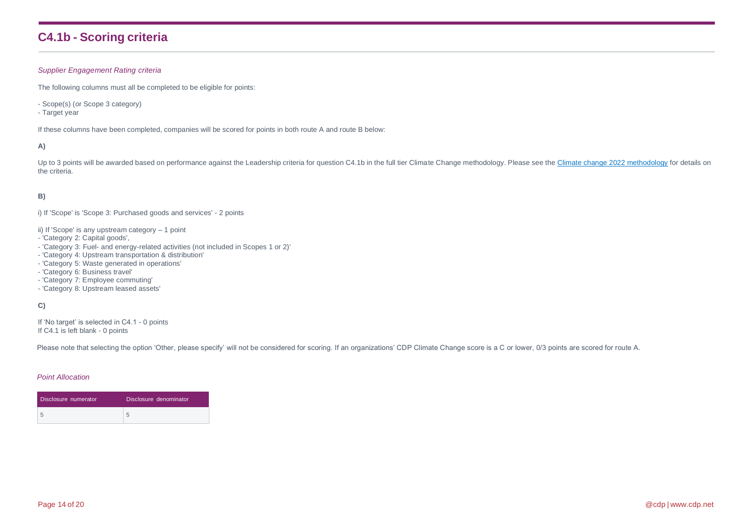# C4.1b - Scoring criteria

*Supplier Engagement Rating criteria*

The following columns must all be completed to be eligible for points:

- Scope(s) (or Scope 3 category)
- Target year

If these columns have been completed, companies will be scored for points in both route A and route B below:

**A)**

Up to 3 points will be awarded based on performance against the Leadership criteria for question C4.1b in the full tier Climate Change methodology. Please see the Climate change 2022 methodology for details on the criteria.

**B)**

i) If 'Scope' is 'Scope 3: Purchased goods and services' - 2 points

ii) If 'Scope' is any upstream category – 1 point
- 'Category 2: Capital goods',
- 'Category 3: Fuel- and energy-related activities (not included in Scopes 1 or 2)'
- 'Category 4: Upstream transportation & distribution'
- 'Category 5: Waste generated in operations'
- 'Category 6: Business travel'
- 'Category 7: Employee commuting'
- 'Category 8: Upstream leased assets'

**C)**

If 'No target' is selected in C4.1 - 0 points
If C4.1 is left blank - 0 points

Please note that selecting the option 'Other, please specify' will not be considered for scoring. If an organizations' CDP Climate Change score is a C or lower, 0/3 points are scored for route A.

*Point Allocation*

| Disclosure numerator | Disclosure denominator |
| --- | --- |
| 5 | 5 |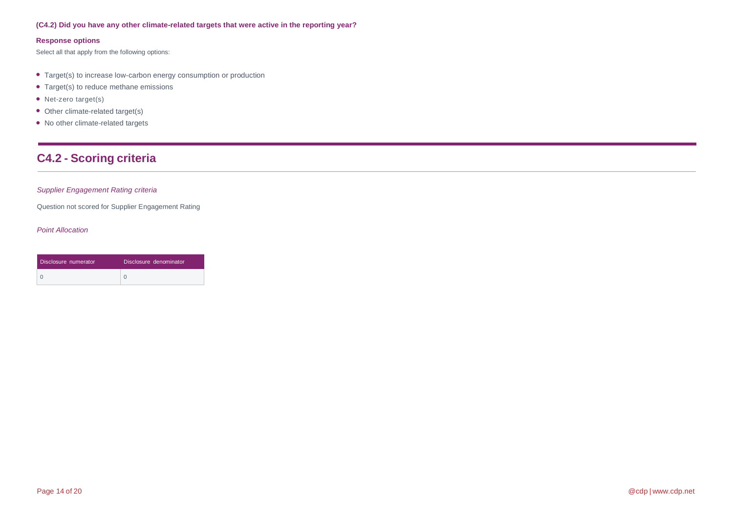**(C4.2) Did you have any other climate-related targets that were active in the reporting year?**

**Response options**

Select all that apply from the following options:

- Target(s) to increase low-carbon energy consumption or production
- Target(s) to reduce methane emissions
- Net-zero target(s)
- Other climate-related target(s)
- No other climate-related targets

## C4.2 - Scoring criteria

*Supplier Engagement Rating criteria*

Question not scored for Supplier Engagement Rating

*Point Allocation*

| Disclosure numerator | Disclosure denominator |
| --- | --- |
| 0 | 0 |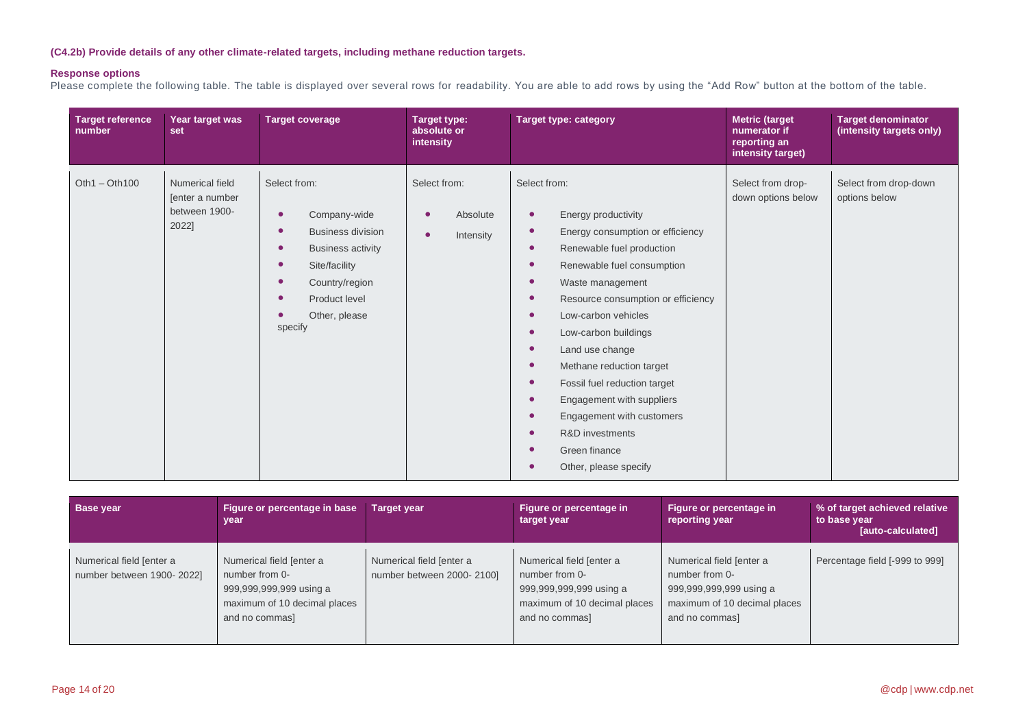**(C4.2b) Provide details of any other climate-related targets, including methane reduction targets.**

**Response options**

Please complete the following table. The table is displayed over several rows for readability. You are able to add rows by using the "Add Row" button at the bottom of the table.

| Target reference number | Year target was set | Target coverage | Target type: absolute or intensity | Target type: category | Metric (target numerator if reporting an intensity target) | Target denominator (intensity targets only) |
|---|---|---|---|---|---|---|
| Oth1 – Oth100 | Numerical field [enter a number between 1900-2022] | Select from:<br>• Company-wide<br>• Business division<br>• Business activity<br>• Site/facility<br>• Country/region<br>• Product level<br>• Other, please specify | Select from:<br>• Absolute<br>• Intensity | Select from:<br>• Energy productivity<br>• Energy consumption or efficiency<br>• Renewable fuel production<br>• Renewable fuel consumption<br>• Waste management<br>• Resource consumption or efficiency<br>• Low-carbon vehicles<br>• Low-carbon buildings<br>• Land use change<br>• Methane reduction target<br>• Fossil fuel reduction target<br>• Engagement with suppliers<br>• Engagement with customers<br>• R&D investments<br>• Green finance<br>• Other, please specify | Select from drop-down options below | Select from drop-down options below |

| Base year | Figure or percentage in base year | Target year | Figure or percentage in target year | Figure or percentage in reporting year | % of target achieved relative to base year [auto-calculated] |
|---|---|---|---|---|---|
| Numerical field [enter a number between 1900- 2022] | Numerical field [enter a number from 0-999,999,999,999 using a maximum of 10 decimal places and no commas] | Numerical field [enter a number between 2000- 2100] | Numerical field [enter a number from 0-999,999,999,999 using a maximum of 10 decimal places and no commas] | Numerical field [enter a number from 0-999,999,999,999 using a maximum of 10 decimal places and no commas] | Percentage field [-999 to 999] |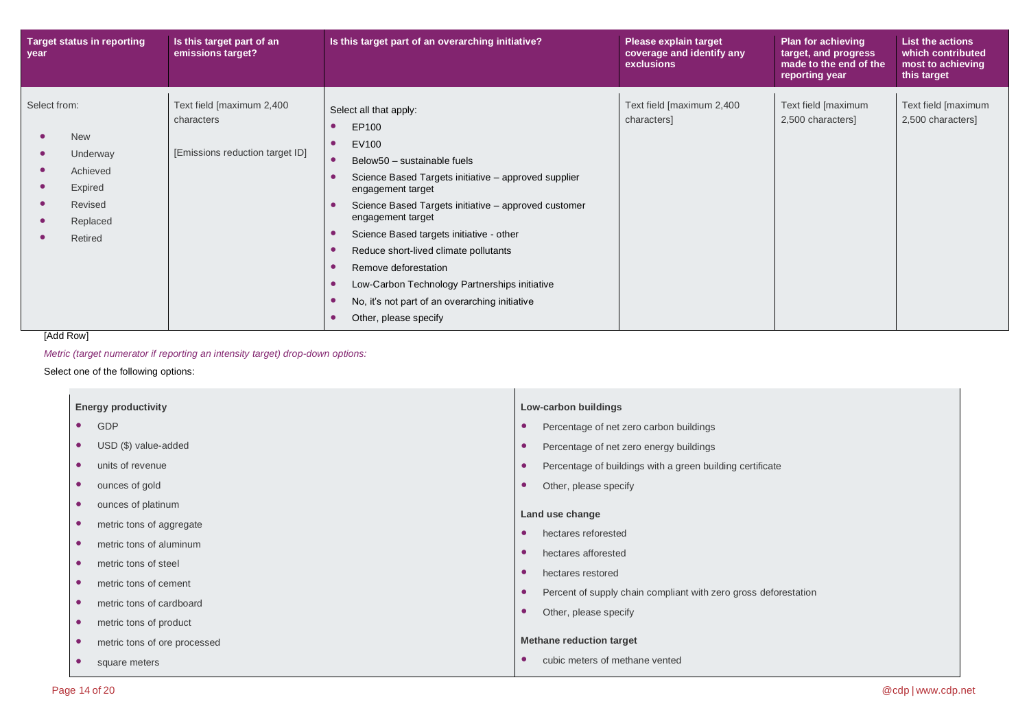| Target status in reporting year | Is this target part of an emissions target? | Is this target part of an overarching initiative? | Please explain target coverage and identify any exclusions | Plan for achieving target, and progress made to the end of the reporting year | List the actions which contributed most to achieving this target |
|---|---|---|---|---|---|
| Select from:<br>• New<br>• Underway<br>• Achieved<br>• Expired<br>• Revised<br>• Replaced<br>• Retired | Text field [maximum 2,400 characters<br><br>[Emissions reduction target ID] | Select all that apply:<br>• EP100<br>• EV100<br>• Below50 – sustainable fuels<br>• Science Based Targets initiative – approved supplier engagement target<br>• Science Based Targets initiative – approved customer engagement target<br>• Science Based targets initiative - other<br>• Reduce short-lived climate pollutants<br>• Remove deforestation<br>• Low-Carbon Technology Partnerships initiative<br>• No, it's not part of an overarching initiative<br>• Other, please specify | Text field [maximum 2,400 characters] | Text field [maximum 2,500 characters] | Text field [maximum 2,500 characters] |

[Add Row]

*Metric (target numerator if reporting an intensity target) drop-down options:*

Select one of the following options:

**Energy productivity**

- GDP
- USD ($) value-added
- units of revenue
- ounces of gold
- ounces of platinum
- metric tons of aggregate
- metric tons of aluminum
- metric tons of steel
- metric tons of cement
- metric tons of cardboard
- metric tons of product
- metric tons of ore processed
- square meters

**Low-carbon buildings**

- Percentage of net zero carbon buildings
- Percentage of net zero energy buildings
- Percentage of buildings with a green building certificate
- Other, please specify

**Land use change**

- hectares reforested
- hectares afforested
- hectares restored
- Percent of supply chain compliant with zero gross deforestation
- Other, please specify

**Methane reduction target**

- cubic meters of methane vented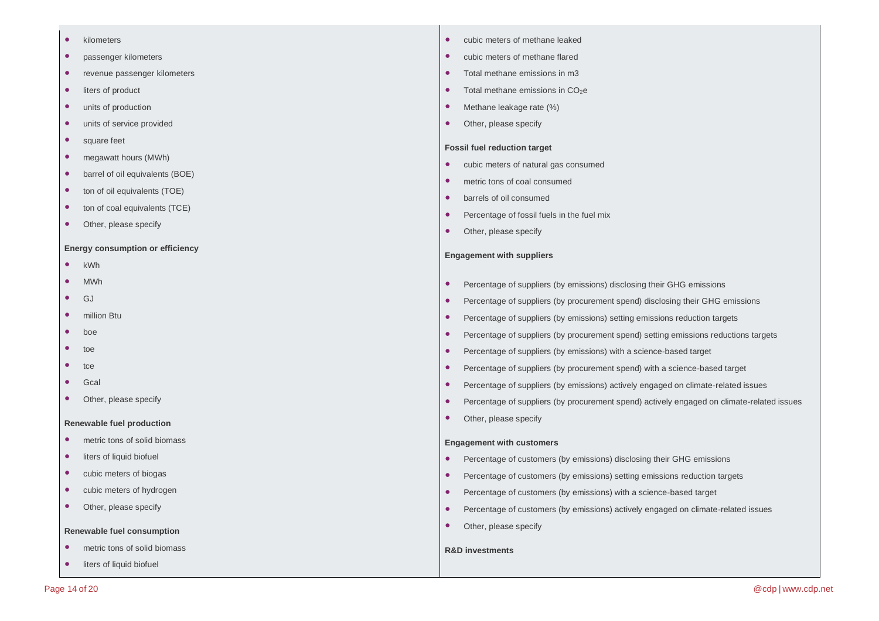- kilometers
- passenger kilometers
- revenue passenger kilometers
- liters of product
- units of production
- units of service provided
- square feet
- megawatt hours (MWh)
- barrel of oil equivalents (BOE)
- ton of oil equivalents (TOE)
- ton of coal equivalents (TCE)
- Other, please specify

**Energy consumption or efficiency**

- kWh
- MWh
- GJ
- million Btu
- boe
- toe
- tce
- Gcal
- Other, please specify

**Renewable fuel production**

- metric tons of solid biomass
- liters of liquid biofuel
- cubic meters of biogas
- cubic meters of hydrogen
- Other, please specify

**Renewable fuel consumption**

- metric tons of solid biomass
- liters of liquid biofuel
- cubic meters of methane leaked
- cubic meters of methane flared
- Total methane emissions in m3
- Total methane emissions in $CO_2e$
- Methane leakage rate (%)
- Other, please specify

**Fossil fuel reduction target**

- cubic meters of natural gas consumed
- metric tons of coal consumed
- barrels of oil consumed
- Percentage of fossil fuels in the fuel mix
- Other, please specify

**Engagement with suppliers**

- Percentage of suppliers (by emissions) disclosing their GHG emissions
- Percentage of suppliers (by procurement spend) disclosing their GHG emissions
- Percentage of suppliers (by emissions) setting emissions reduction targets
- Percentage of suppliers (by procurement spend) setting emissions reductions targets
- Percentage of suppliers (by emissions) with a science-based target
- Percentage of suppliers (by procurement spend) with a science-based target
- Percentage of suppliers (by emissions) actively engaged on climate-related issues
- Percentage of suppliers (by procurement spend) actively engaged on climate-related issues
- Other, please specify

**Engagement with customers**

- Percentage of customers (by emissions) disclosing their GHG emissions
- Percentage of customers (by emissions) setting emissions reduction targets
- Percentage of customers (by emissions) with a science-based target
- Percentage of customers (by emissions) actively engaged on climate-related issues
- Other, please specify

**R&D investments**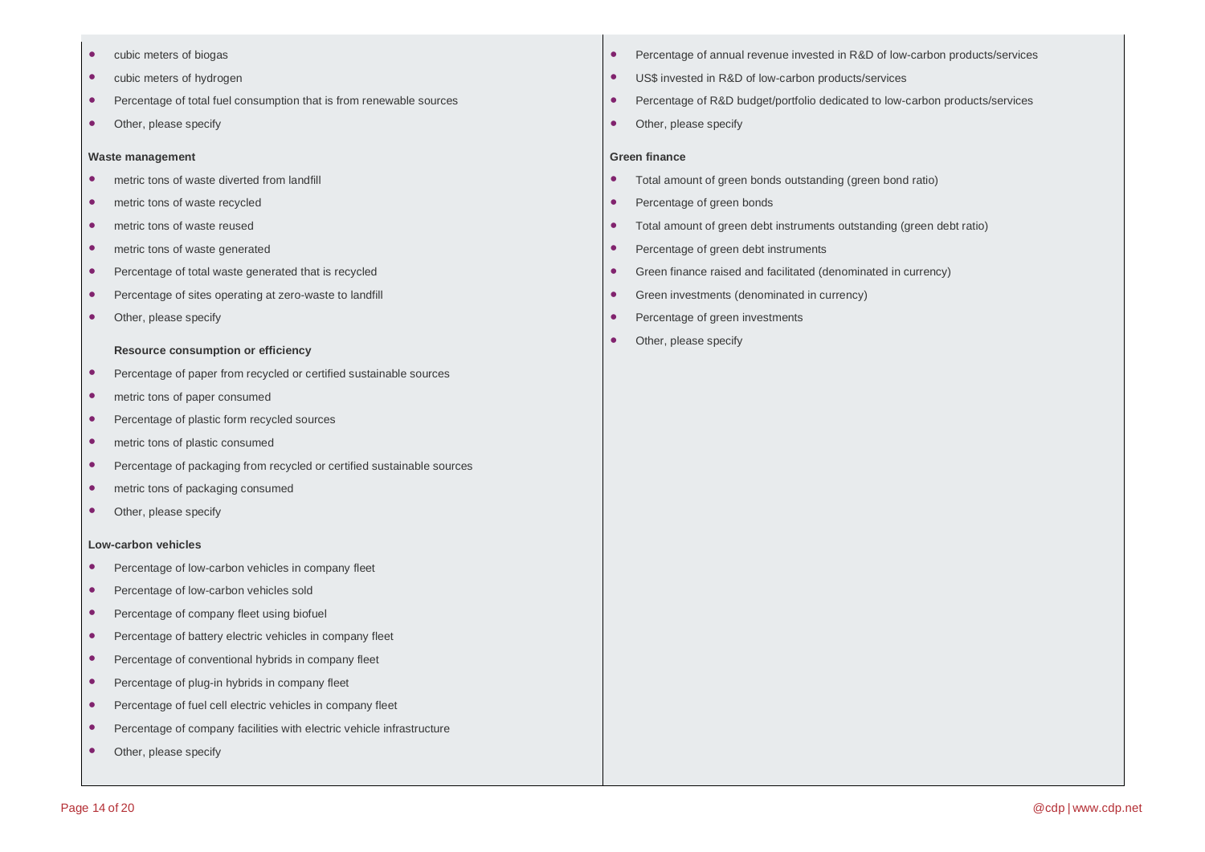- cubic meters of biogas
- cubic meters of hydrogen
- Percentage of total fuel consumption that is from renewable sources
- Other, please specify

**Waste management**

- metric tons of waste diverted from landfill
- metric tons of waste recycled
- metric tons of waste reused
- metric tons of waste generated
- Percentage of total waste generated that is recycled
- Percentage of sites operating at zero-waste to landfill
- Other, please specify

**Resource consumption or efficiency**

- Percentage of paper from recycled or certified sustainable sources
- metric tons of paper consumed
- Percentage of plastic form recycled sources
- metric tons of plastic consumed
- Percentage of packaging from recycled or certified sustainable sources
- metric tons of packaging consumed
- Other, please specify

**Low-carbon vehicles**

- Percentage of low-carbon vehicles in company fleet
- Percentage of low-carbon vehicles sold
- Percentage of company fleet using biofuel
- Percentage of battery electric vehicles in company fleet
- Percentage of conventional hybrids in company fleet
- Percentage of plug-in hybrids in company fleet
- Percentage of fuel cell electric vehicles in company fleet
- Percentage of company facilities with electric vehicle infrastructure
- Other, please specify

- Percentage of annual revenue invested in R&D of low-carbon products/services
- US$ invested in R&D of low-carbon products/services
- Percentage of R&D budget/portfolio dedicated to low-carbon products/services
- Other, please specify

**Green finance**

- Total amount of green bonds outstanding (green bond ratio)
- Percentage of green bonds
- Total amount of green debt instruments outstanding (green debt ratio)
- Percentage of green debt instruments
- Green finance raised and facilitated (denominated in currency)
- Green investments (denominated in currency)
- Percentage of green investments
- Other, please specify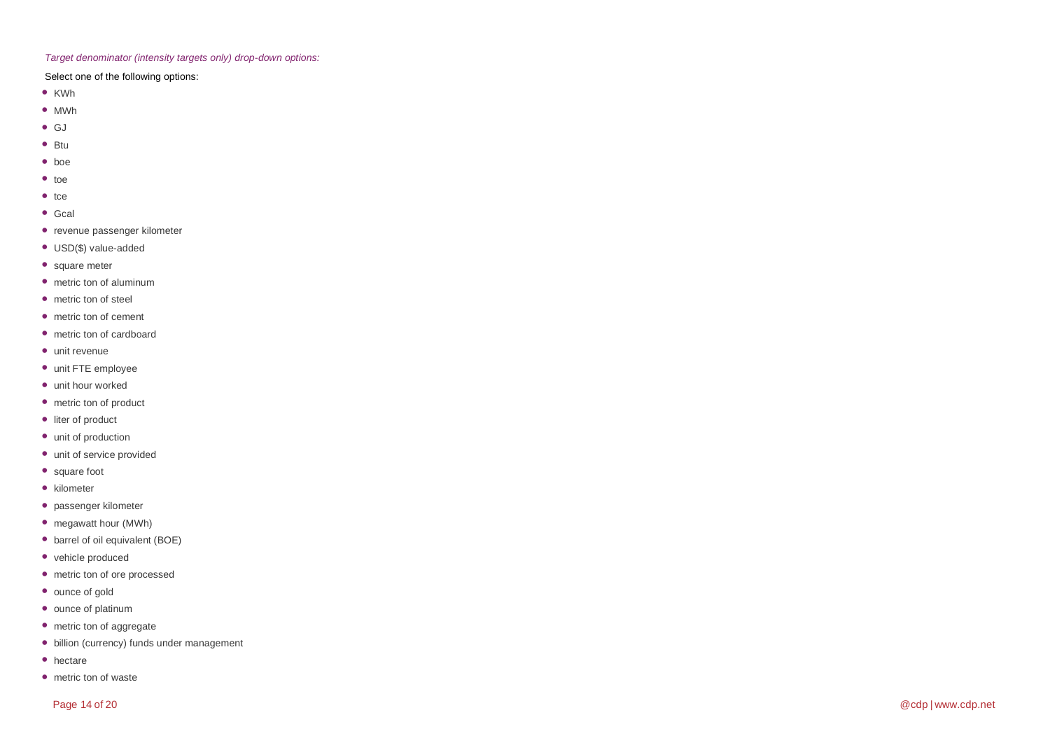*Target denominator (intensity targets only) drop-down options:*

Select one of the following options:

- KWh
- MWh
- GJ
- Btu
- boe
- toe
- tce
- Gcal
- revenue passenger kilometer
- USD($) value-added
- square meter
- metric ton of aluminum
- metric ton of steel
- metric ton of cement
- metric ton of cardboard
- unit revenue
- unit FTE employee
- unit hour worked
- metric ton of product
- liter of product
- unit of production
- unit of service provided
- square foot
- kilometer
- passenger kilometer
- megawatt hour (MWh)
- barrel of oil equivalent (BOE)
- vehicle produced
- metric ton of ore processed
- ounce of gold
- ounce of platinum
- metric ton of aggregate
- billion (currency) funds under management
- hectare
- metric ton of waste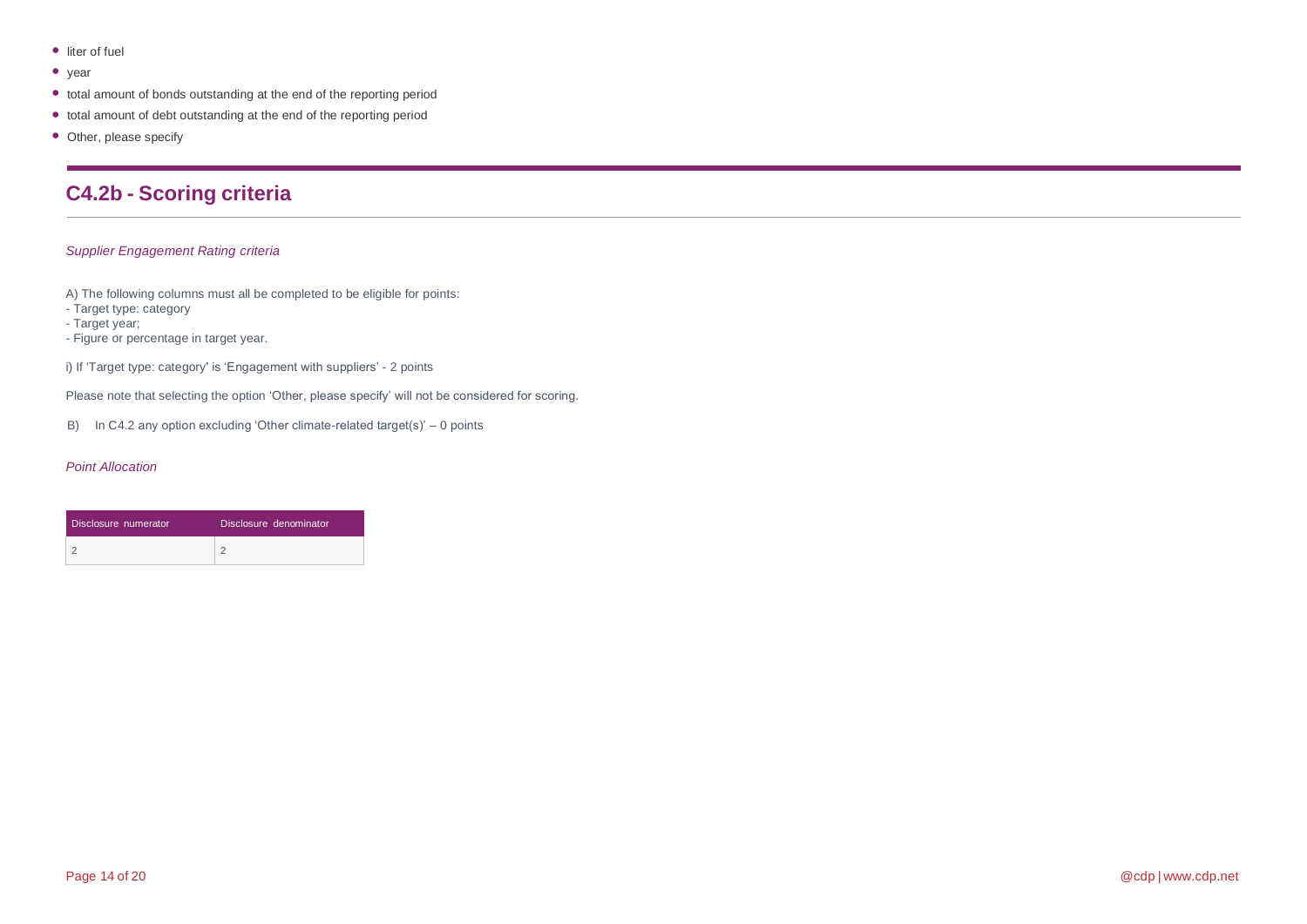- liter of fuel
- year
- total amount of bonds outstanding at the end of the reporting period
- total amount of debt outstanding at the end of the reporting period
- Other, please specify

## C4.2b - Scoring criteria

*Supplier Engagement Rating criteria*

A) The following columns must all be completed to be eligible for points:
- Target type: category
- Target year;
- Figure or percentage in target year.

i) If 'Target type: category' is 'Engagement with suppliers' - 2 points

Please note that selecting the option 'Other, please specify' will not be considered for scoring.

B) In C4.2 any option excluding 'Other climate-related target(s)' – 0 points

*Point Allocation*

| Disclosure numerator | Disclosure denominator |
|---|---|
| 2 | 2 |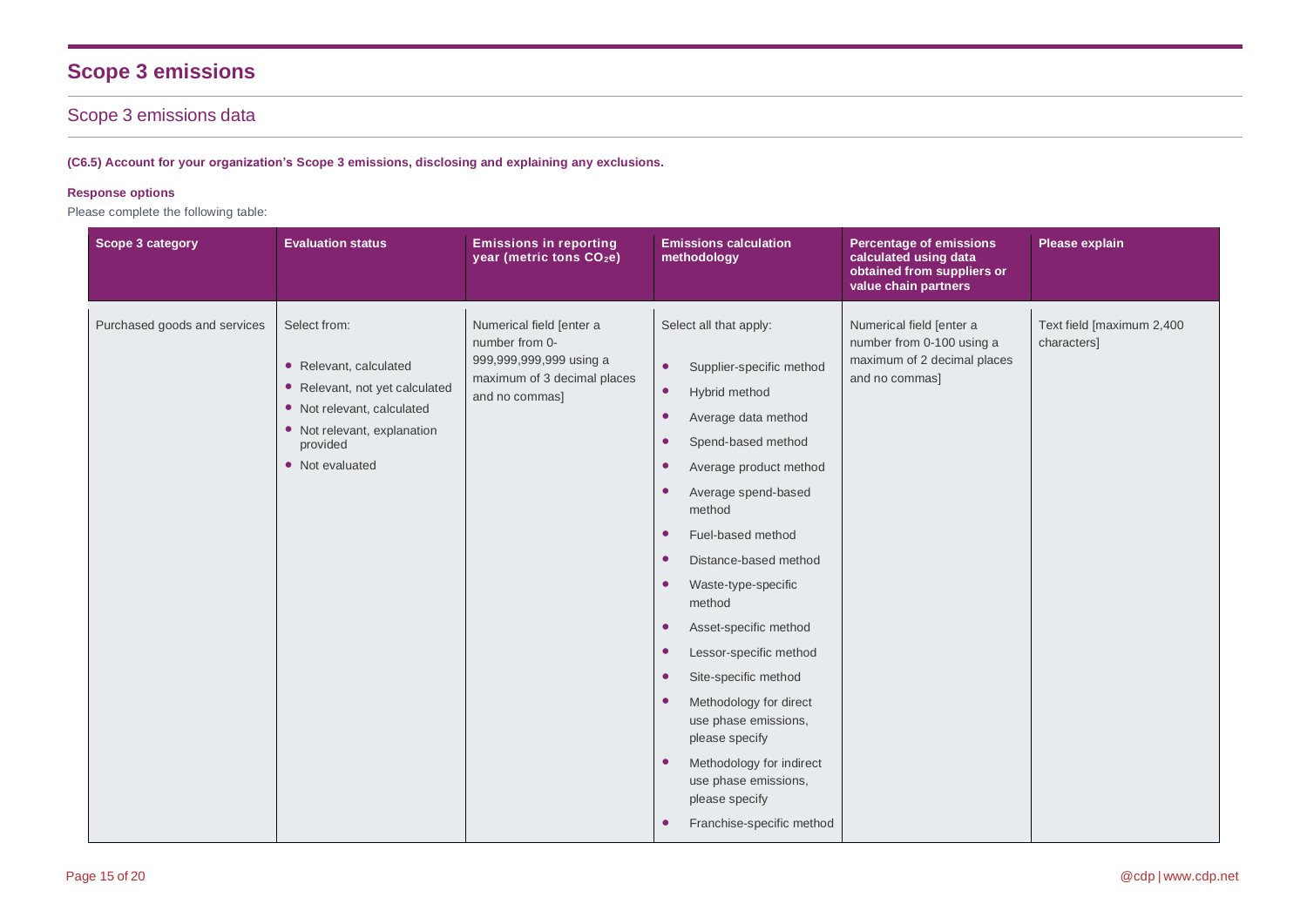# Scope 3 emissions

## Scope 3 emissions data

**(C6.5) Account for your organization's Scope 3 emissions, disclosing and explaining any exclusions.**

**Response options**

Please complete the following table:

| Scope 3 category | Evaluation status | Emissions in reporting year (metric tons $CO_2e$) | Emissions calculation methodology | Percentage of emissions calculated using data obtained from suppliers or value chain partners | Please explain |
|---|---|---|---|---|---|
| Purchased goods and services | Select from:<br>• Relevant, calculated<br>• Relevant, not yet calculated<br>• Not relevant, calculated<br>• Not relevant, explanation provided<br>• Not evaluated | Numerical field [enter a number from 0-999,999,999,999 using a maximum of 3 decimal places and no commas] | Select all that apply:<br>• Supplier-specific method<br>• Hybrid method<br>• Average data method<br>• Spend-based method<br>• Average product method<br>• Average spend-based method<br>• Fuel-based method<br>• Distance-based method<br>• Waste-type-specific method<br>• Asset-specific method<br>• Lessor-specific method<br>• Site-specific method<br>• Methodology for direct use phase emissions, please specify<br>• Methodology for indirect use phase emissions, please specify<br>• Franchise-specific method | Numerical field [enter a number from 0-100 using a maximum of 2 decimal places and no commas] | Text field [maximum 2,400 characters] |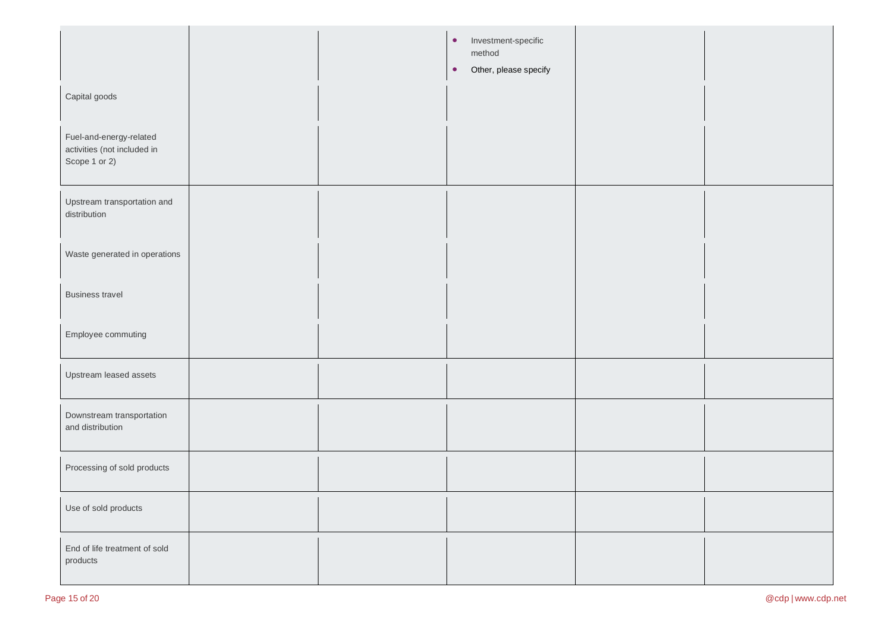| | | | | | |
|---|---|---|---|---|---|
| | | | • Investment-specific method<br>• Other, please specify | | |
| Capital goods | | | | | |
| Fuel-and-energy-related activities (not included in Scope 1 or 2) | | | | | |
| Upstream transportation and distribution | | | | | |
| Waste generated in operations | | | | | |
| Business travel | | | | | |
| Employee commuting | | | | | |
| Upstream leased assets | | | | | |
| Downstream transportation and distribution | | | | | |
| Processing of sold products | | | | | |
| Use of sold products | | | | | |
| End of life treatment of sold products | | | | | |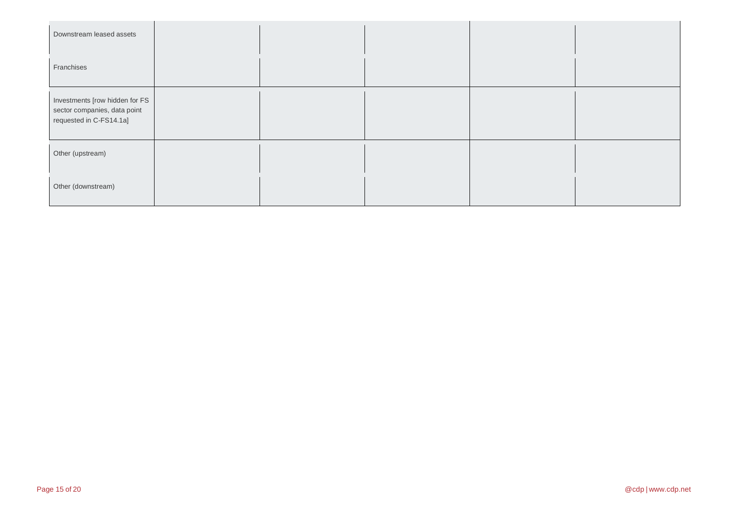| | | | | | |
|---|---|---|---|---|---|
| Downstream leased assets | | | | | |
| Franchises | | | | | |
| Investments [row hidden for FS sector companies, data point requested in C-FS14.1a] | | | | | |
| Other (upstream) | | | | | |
| Other (downstream) | | | | | |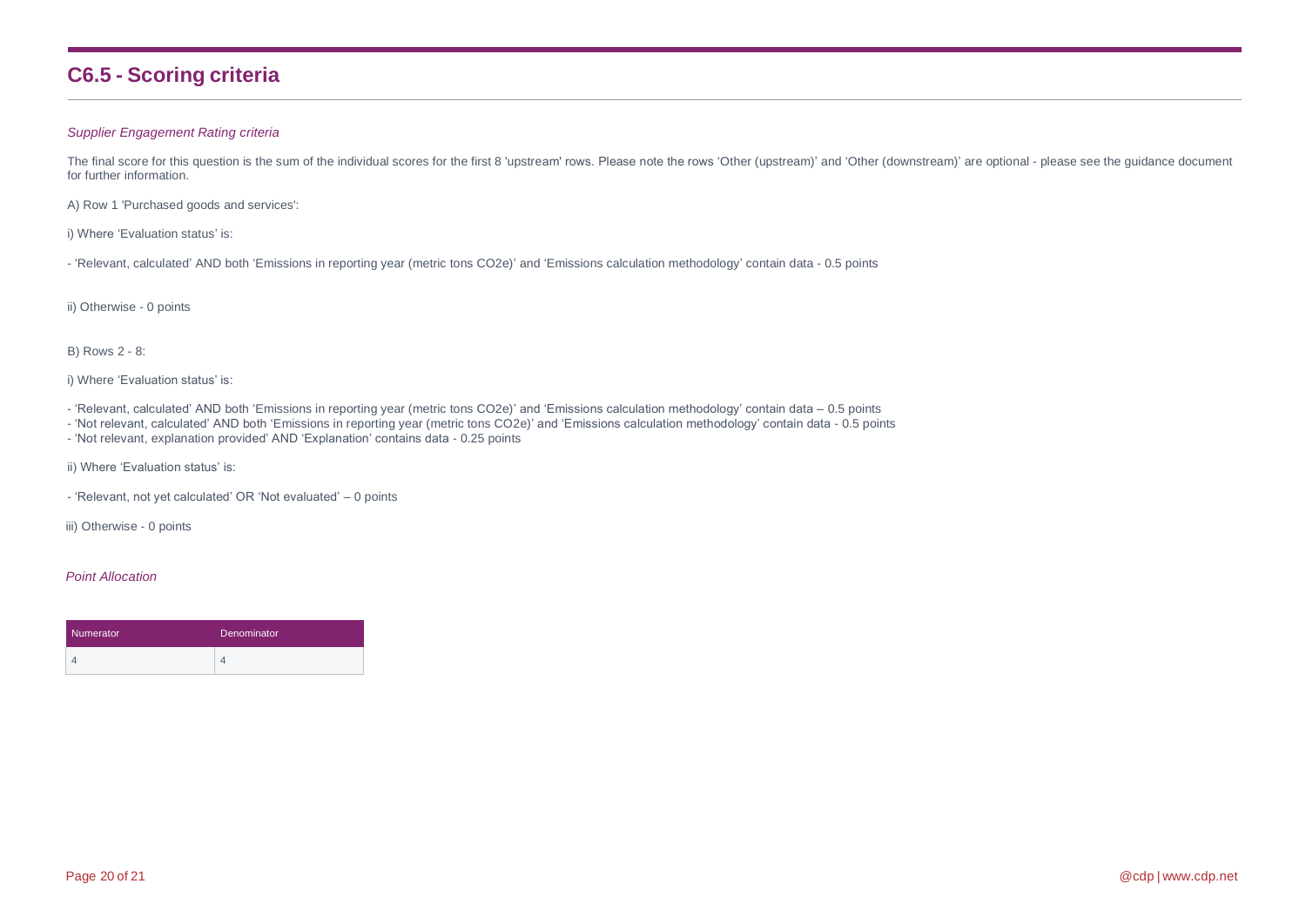## C6.5 - Scoring criteria

*Supplier Engagement Rating criteria*

The final score for this question is the sum of the individual scores for the first 8 'upstream' rows. Please note the rows 'Other (upstream)' and 'Other (downstream)' are optional - please see the guidance document for further information.

A) Row 1 'Purchased goods and services':

i) Where 'Evaluation status' is:

- 'Relevant, calculated' AND both 'Emissions in reporting year (metric tons CO2e)' and 'Emissions calculation methodology' contain data - 0.5 points

ii) Otherwise - 0 points

B) Rows 2 - 8:

i) Where 'Evaluation status' is:

- 'Relevant, calculated' AND both 'Emissions in reporting year (metric tons CO2e)' and 'Emissions calculation methodology' contain data – 0.5 points
- 'Not relevant, calculated' AND both 'Emissions in reporting year (metric tons CO2e)' and 'Emissions calculation methodology' contain data - 0.5 points
- 'Not relevant, explanation provided' AND 'Explanation' contains data - 0.25 points

ii) Where 'Evaluation status' is:

- 'Relevant, not yet calculated' OR 'Not evaluated' – 0 points

iii) Otherwise - 0 points

*Point Allocation*

| Numerator | Denominator |
|---|---|
| 4 | 4 |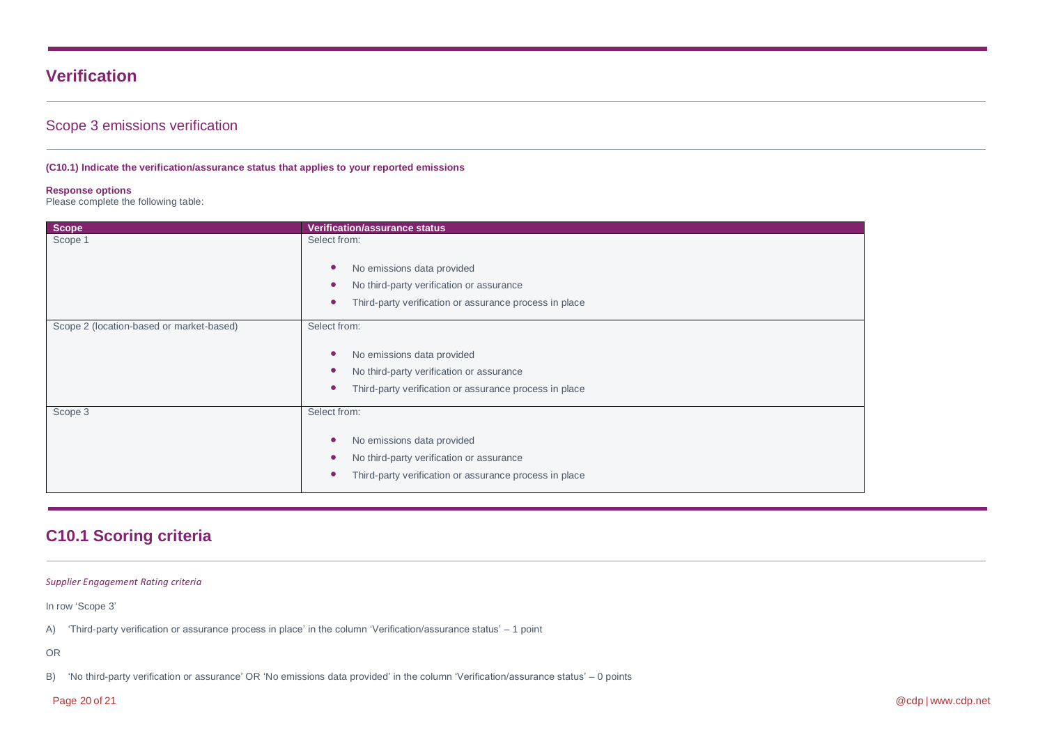# Verification

## Scope 3 emissions verification

**(C10.1) Indicate the verification/assurance status that applies to your reported emissions**

**Response options**

Please complete the following table:

| Scope | Verification/assurance status |
| --- | --- |
| Scope 1 | Select from:<br><br>• No emissions data provided<br>• No third-party verification or assurance<br>• Third-party verification or assurance process in place |
| Scope 2 (location-based or market-based) | Select from:<br><br>• No emissions data provided<br>• No third-party verification or assurance<br>• Third-party verification or assurance process in place |
| Scope 3 | Select from:<br><br>• No emissions data provided<br>• No third-party verification or assurance<br>• Third-party verification or assurance process in place |

# C10.1 Scoring criteria

*Supplier Engagement Rating criteria*

In row 'Scope 3'

A) 'Third-party verification or assurance process in place' in the column 'Verification/assurance status' – 1 point

OR

B) 'No third-party verification or assurance' OR 'No emissions data provided' in the column 'Verification/assurance status' – 0 points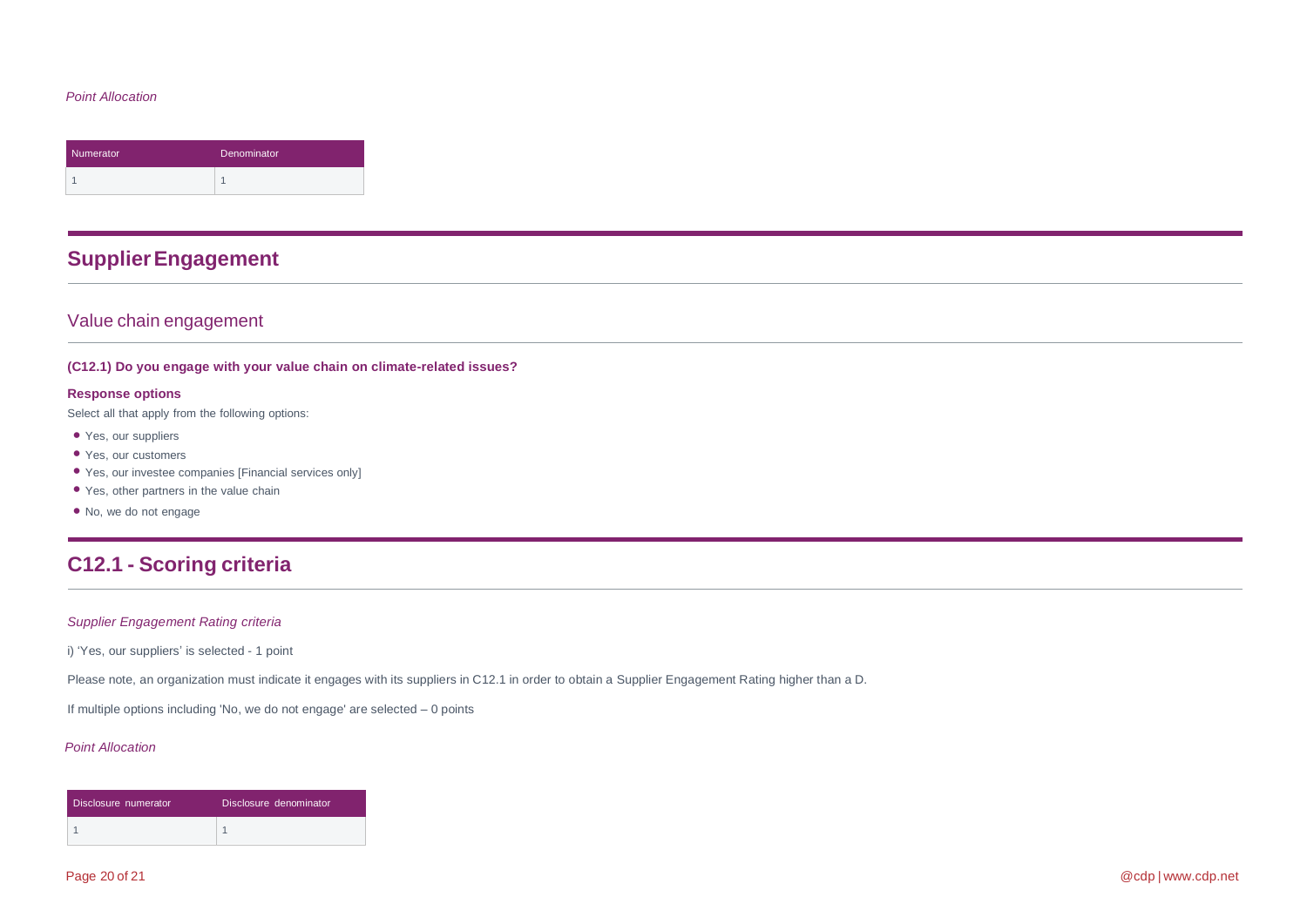*Point Allocation*

| Numerator | Denominator |
| --- | --- |
| 1 | 1 |

# Supplier Engagement

## Value chain engagement

**(C12.1) Do you engage with your value chain on climate-related issues?**

**Response options**

Select all that apply from the following options:

- Yes, our suppliers
- Yes, our customers
- Yes, our investee companies [Financial services only]
- Yes, other partners in the value chain
- No, we do not engage

# C12.1 - Scoring criteria

*Supplier Engagement Rating criteria*

i) 'Yes, our suppliers' is selected - 1 point

Please note, an organization must indicate it engages with its suppliers in C12.1 in order to obtain a Supplier Engagement Rating higher than a D.

If multiple options including 'No, we do not engage' are selected – 0 points

*Point Allocation*

| Disclosure numerator | Disclosure denominator |
| --- | --- |
| 1 | 1 |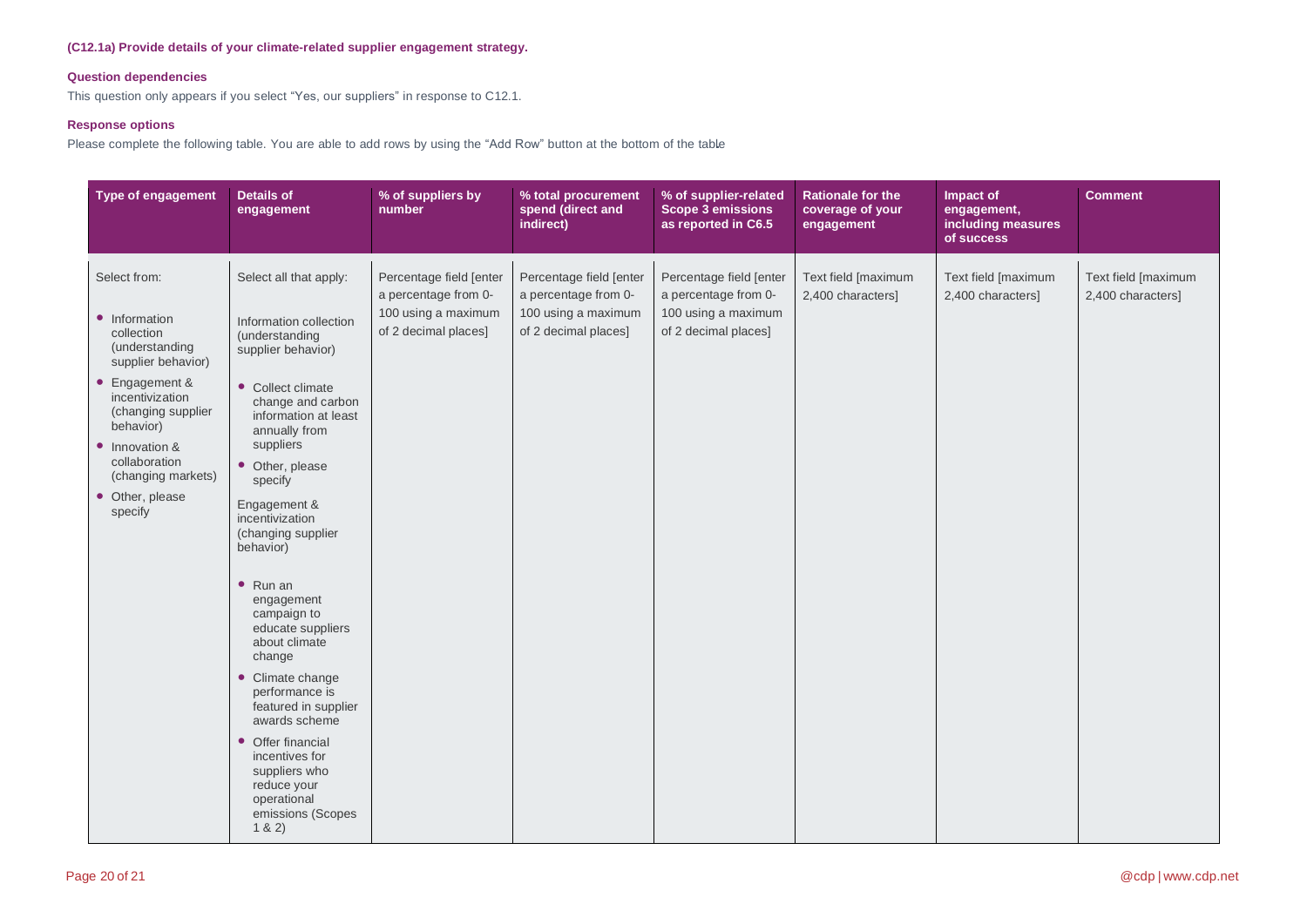**(C12.1a) Provide details of your climate-related supplier engagement strategy.**

**Question dependencies**

This question only appears if you select "Yes, our suppliers" in response to C12.1.

**Response options**

Please complete the following table. You are able to add rows by using the "Add Row" button at the bottom of the table.

| Type of engagement | Details of engagement | % of suppliers by number | % total procurement spend (direct and indirect) | % of supplier-related Scope 3 emissions as reported in C6.5 | Rationale for the coverage of your engagement | Impact of engagement, including measures of success | Comment |
|---|---|---|---|---|---|---|---|
| Select from:<br>• Information collection (understanding supplier behavior)<br>• Engagement & incentivization (changing supplier behavior)<br>• Innovation & collaboration (changing markets)<br>• Other, please specify | Select all that apply:<br><br>Information collection (understanding supplier behavior)<br>• Collect climate change and carbon information at least annually from suppliers<br>• Other, please specify<br><br>Engagement & incentivization (changing supplier behavior)<br>• Run an engagement campaign to educate suppliers about climate change<br>• Climate change performance is featured in supplier awards scheme<br>• Offer financial incentives for suppliers who reduce your operational emissions (Scopes 1 & 2) | Percentage field [enter a percentage from 0-100 using a maximum of 2 decimal places] | Percentage field [enter a percentage from 0-100 using a maximum of 2 decimal places] | Percentage field [enter a percentage from 0-100 using a maximum of 2 decimal places] | Text field [maximum 2,400 characters] | Text field [maximum 2,400 characters] | Text field [maximum 2,400 characters] |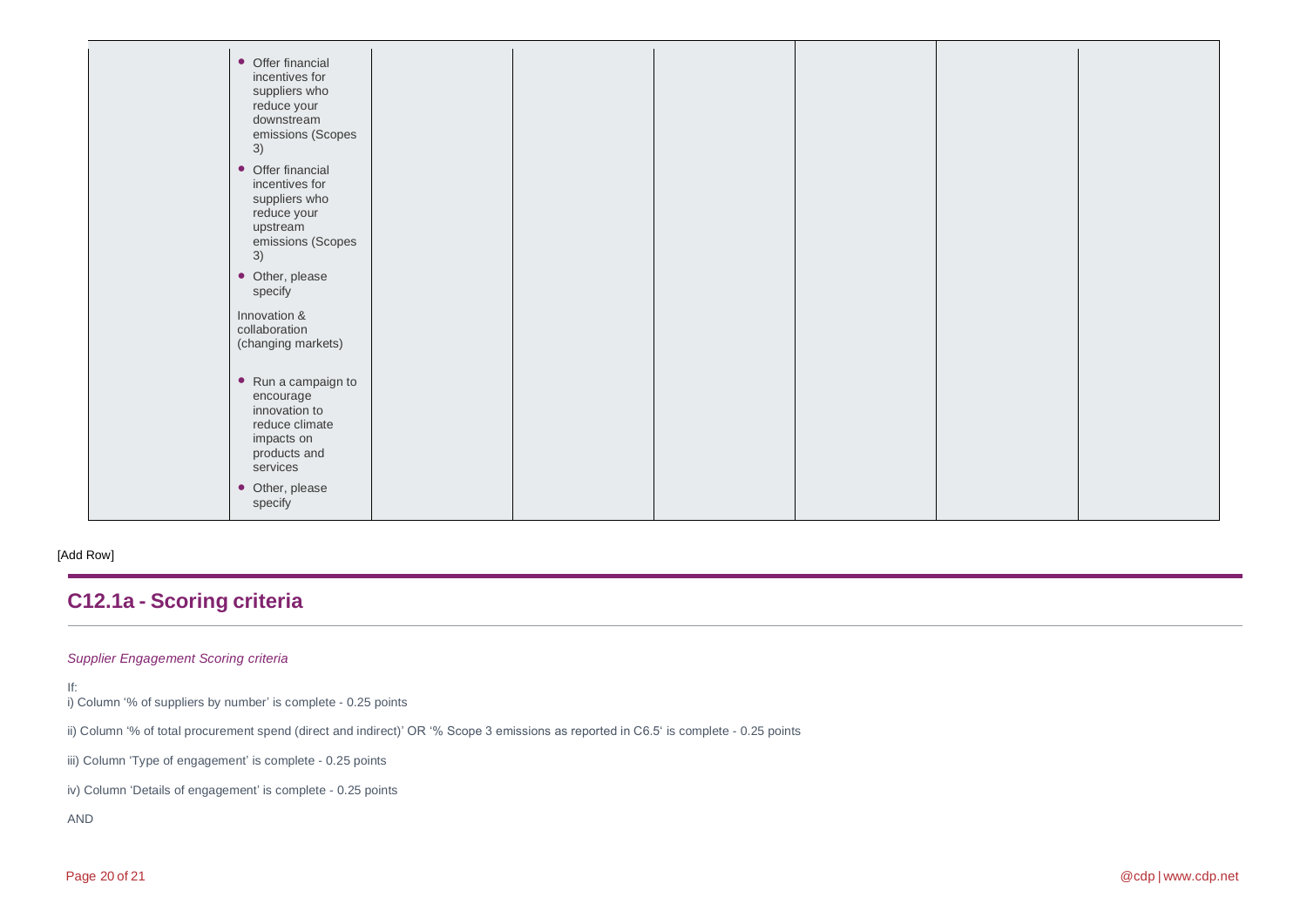| | | | | | | | |
|---|---|---|---|---|---|---|---|
| | • Offer financial incentives for suppliers who reduce your downstream emissions (Scopes 3)<br>• Offer financial incentives for suppliers who reduce your upstream emissions (Scopes 3)<br>• Other, please specify<br>Innovation & collaboration (changing markets)<br>• Run a campaign to encourage innovation to reduce climate impacts on products and services<br>• Other, please specify | | | | | | |

[Add Row]

## C12.1a - Scoring criteria

*Supplier Engagement Scoring criteria*

If:

i) Column '% of suppliers by number' is complete - 0.25 points

ii) Column '% of total procurement spend (direct and indirect)' OR '% Scope 3 emissions as reported in C6.5' is complete - 0.25 points

iii) Column 'Type of engagement' is complete - 0.25 points

iv) Column 'Details of engagement' is complete - 0.25 points

AND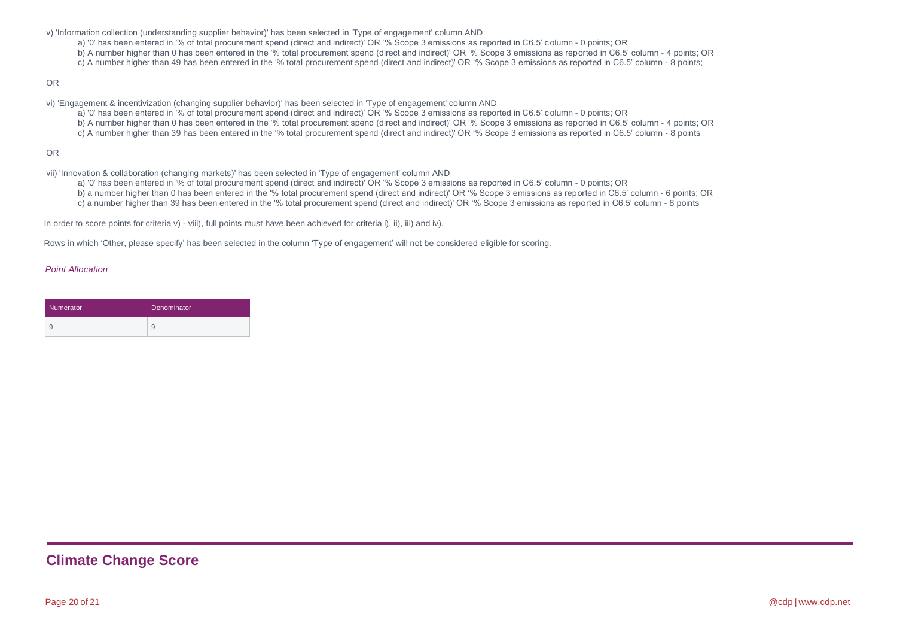v) 'Information collection (understanding supplier behavior)' has been selected in 'Type of engagement' column AND

- a) '0' has been entered in '% of total procurement spend (direct and indirect)' OR '% Scope 3 emissions as reported in C6.5' column - 0 points; OR
- b) A number higher than 0 has been entered in the '% total procurement spend (direct and indirect)' OR '% Scope 3 emissions as reported in C6.5' column - 4 points; OR
- c) A number higher than 49 has been entered in the '% total procurement spend (direct and indirect)' OR '% Scope 3 emissions as reported in C6.5' column - 8 points;

OR

vi) 'Engagement & incentivization (changing supplier behavior)' has been selected in 'Type of engagement' column AND

- a) '0' has been entered in '% of total procurement spend (direct and indirect)' OR '% Scope 3 emissions as reported in C6.5' column - 0 points; OR
- b) A number higher than 0 has been entered in the '% total procurement spend (direct and indirect)' OR '% Scope 3 emissions as reported in C6.5' column - 4 points; OR
- c) A number higher than 39 has been entered in the '% total procurement spend (direct and indirect)' OR '% Scope 3 emissions as reported in C6.5' column - 8 points

OR

vii) 'Innovation & collaboration (changing markets)' has been selected in 'Type of engagement' column AND

- a) '0' has been entered in '% of total procurement spend (direct and indirect)' OR '% Scope 3 emissions as reported in C6.5' column - 0 points; OR
- b) a number higher than 0 has been entered in the '% total procurement spend (direct and indirect)' OR '% Scope 3 emissions as reported in C6.5' column - 6 points; OR
- c) a number higher than 39 has been entered in the '% total procurement spend (direct and indirect)' OR '% Scope 3 emissions as reported in C6.5' column - 8 points

In order to score points for criteria v) - viii), full points must have been achieved for criteria i), ii), iii) and iv).

Rows in which 'Other, please specify' has been selected in the column 'Type of engagement' will not be considered eligible for scoring.

*Point Allocation*

| Numerator | Denominator |
|---|---|
| 9 | 9 |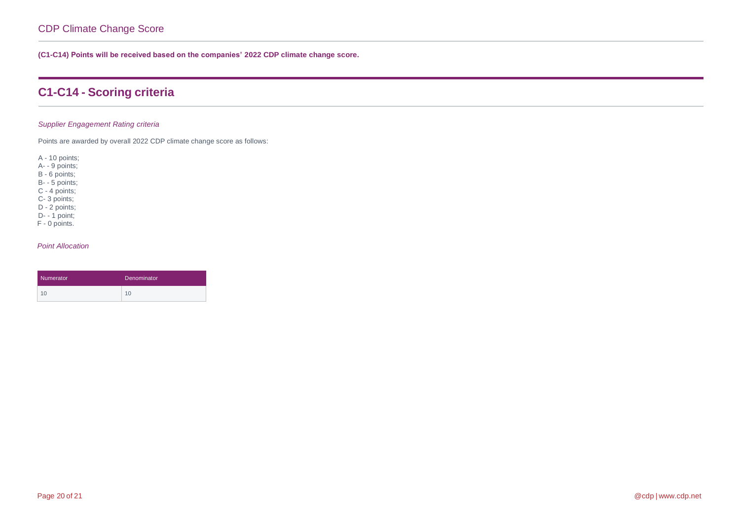## CDP Climate Change Score

**(C1-C14) Points will be received based on the companies' 2022 CDP climate change score.**

## C1-C14 - Scoring criteria

*Supplier Engagement Rating criteria*

Points are awarded by overall 2022 CDP climate change score as follows:

A - 10 points;
A- - 9 points;
B - 6 points;
B- - 5 points;
C - 4 points;
C- 3 points;
D - 2 points;
D- - 1 point;
F - 0 points.

*Point Allocation*

| Numerator | Denominator |
|---|---|
| 10 | 10 |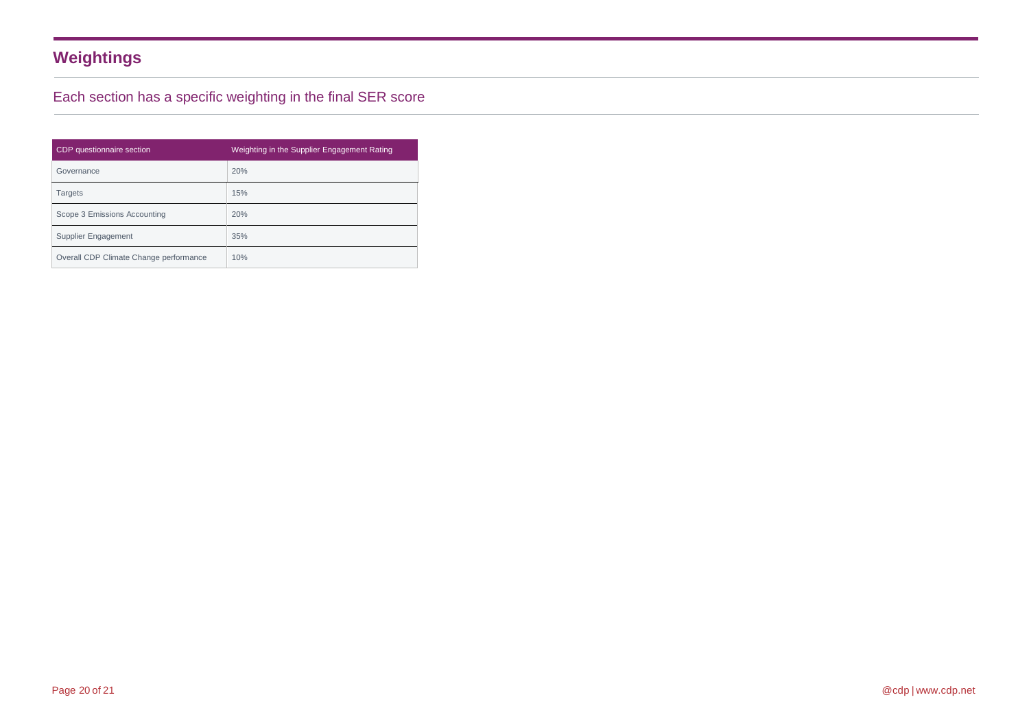## Weightings

### Each section has a specific weighting in the final SER score

| CDP questionnaire section | Weighting in the Supplier Engagement Rating |
|---|---|
| Governance | 20% |
| Targets | 15% |
| Scope 3 Emissions Accounting | 20% |
| Supplier Engagement | 35% |
| Overall CDP Climate Change performance | 10% |